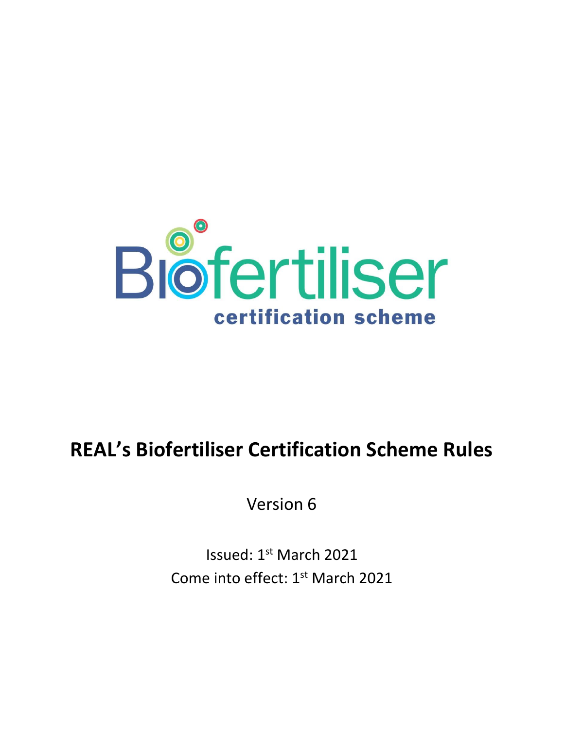Biofertiliser

certification scheme

# REAL's Biofertiliser Certification Scheme Rules

Version 6

Issued: 1st March 2021

Come into effect: 1st March 2021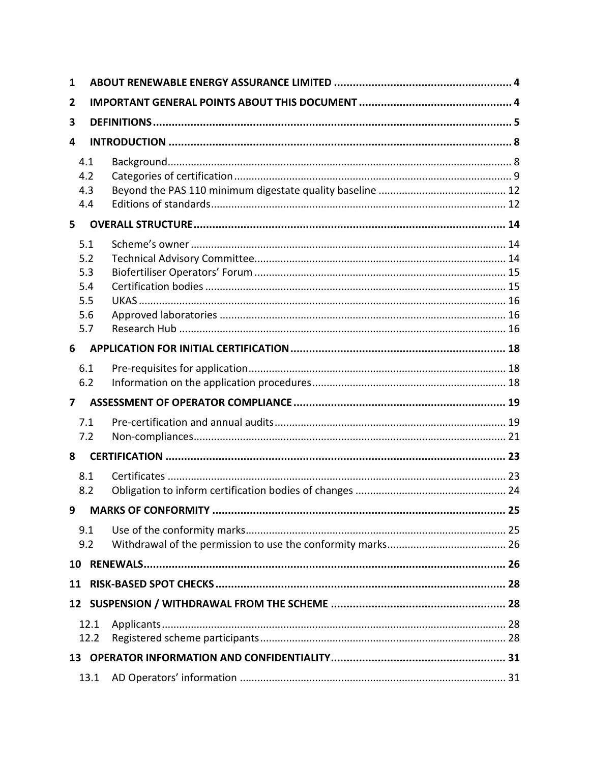1 ABOUT RENEWABLE ENERGY ASSURANCE LIMITED ........................................................ 4

2 IMPORTANT GENERAL POINTS ABOUT THIS DOCUMENT ................................................ 4

3 DEFINITIONS .................................................................................................................. 5

4 INTRODUCTION ............................................................................................................. 8

- 4.1 Background ................................................................................................................ 8
- 4.2 Categories of certification .......................................................................................... 9
- 4.3 Beyond the PAS 110 minimum digestate quality baseline ........................................ 12
- 4.4 Editions of standards ................................................................................................ 12

5 OVERALL STRUCTURE .................................................................................................. 14

- 5.1 Scheme's owner ....................................................................................................... 14
- 5.2 Technical Advisory Committee .................................................................................. 14
- 5.3 Biofertiliser Operators' Forum .................................................................................. 15
- 5.4 Certification bodies .................................................................................................. 15
- 5.5 UKAS ......................................................................................................................... 16
- 5.6 Approved laboratories .............................................................................................. 16
- 5.7 Research Hub ............................................................................................................ 16

6 APPLICATION FOR INITIAL CERTIFICATION .................................................................. 18

- 6.1 Pre-requisites for application .................................................................................... 18
- 6.2 Information on the application procedures .............................................................. 18

7 ASSESSMENT OF OPERATOR COMPLIANCE ................................................................... 19

- 7.1 Pre-certification and annual audits ........................................................................... 19
- 7.2 Non-compliances ....................................................................................................... 21

8 CERTIFICATION ............................................................................................................. 23

- 8.1 Certificates ................................................................................................................ 23
- 8.2 Obligation to inform certification bodies of changes ................................................ 24

9 MARKS OF CONFORMITY ............................................................................................. 25

- 9.1 Use of the conformity marks ...................................................................................... 25
- 9.2 Withdrawal of the permission to use the conformity marks ..................................... 26

10 RENEWALS ................................................................................................................... 26

11 RISK-BASED SPOT CHECKS ........................................................................................... 28

12 SUSPENSION / WITHDRAWAL FROM THE SCHEME ...................................................... 28

- 12.1 Applicants ................................................................................................................ 28
- 12.2 Registered scheme participants ............................................................................... 28

13 OPERATOR INFORMATION AND CONFIDENTIALITY ...................................................... 31

- 13.1 AD Operators' information ....................................................................................... 31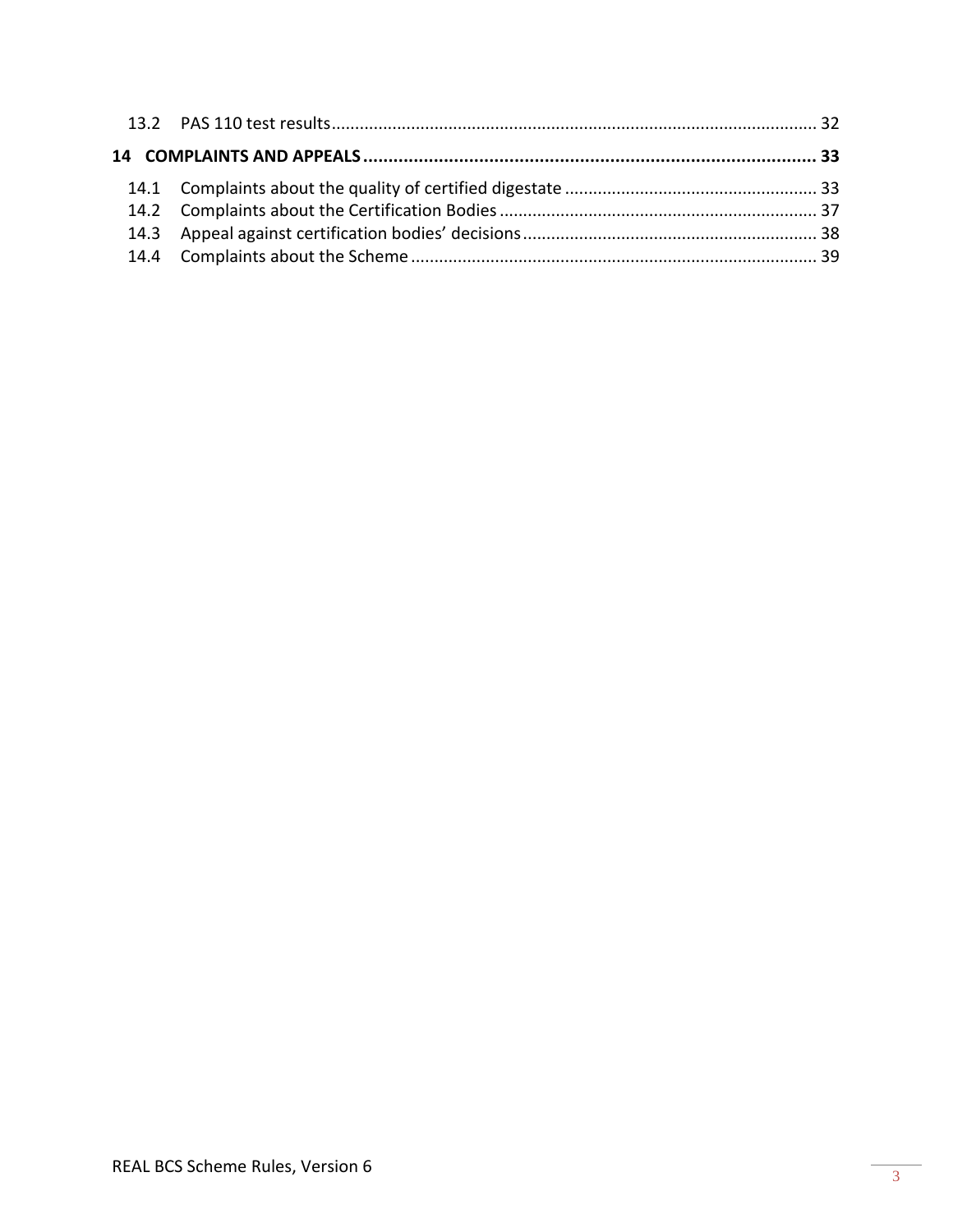13.2 PAS 110 test results ........ 32

**14 COMPLAINTS AND APPEALS ........ 33**

14.1 Complaints about the quality of certified digestate ........ 33
14.2 Complaints about the Certification Bodies ........ 37
14.3 Appeal against certification bodies' decisions ........ 38
14.4 Complaints about the Scheme ........ 39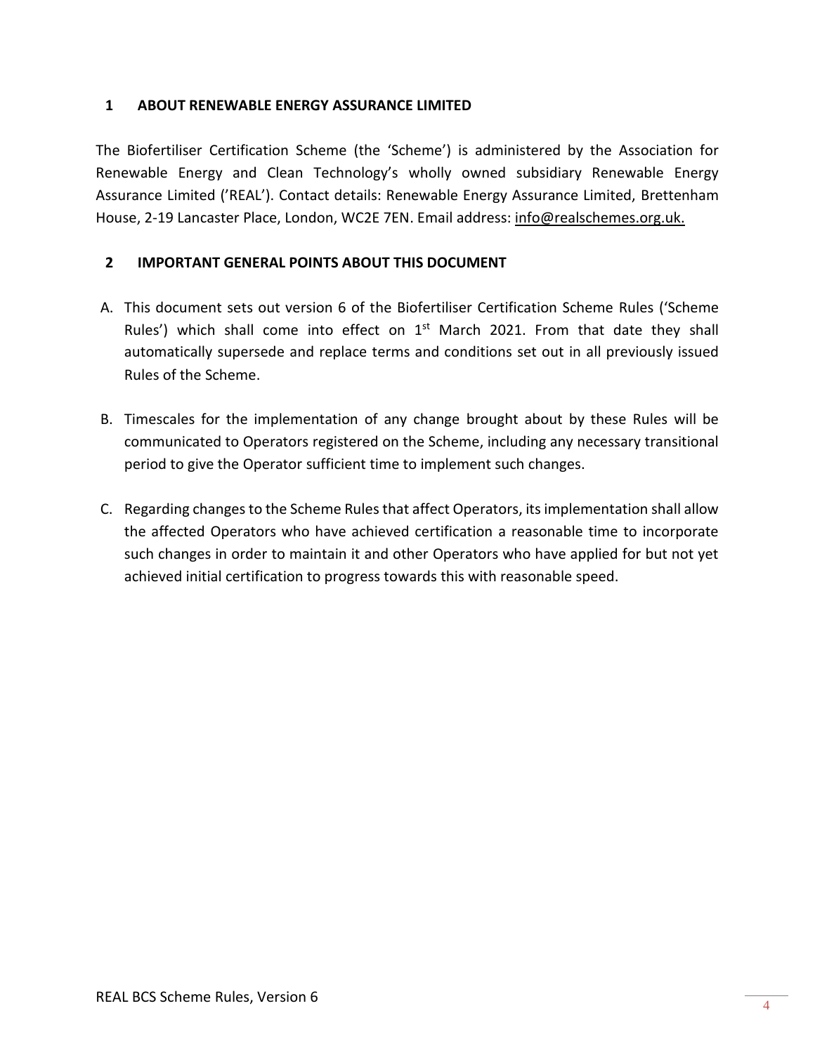## 1 ABOUT RENEWABLE ENERGY ASSURANCE LIMITED

The Biofertiliser Certification Scheme (the 'Scheme') is administered by the Association for Renewable Energy and Clean Technology's wholly owned subsidiary Renewable Energy Assurance Limited ('REAL'). Contact details: Renewable Energy Assurance Limited, Brettenham House, 2-19 Lancaster Place, London, WC2E 7EN. Email address: info@realschemes.org.uk.

## 2 IMPORTANT GENERAL POINTS ABOUT THIS DOCUMENT

A. This document sets out version 6 of the Biofertiliser Certification Scheme Rules ('Scheme Rules') which shall come into effect on 1st March 2021. From that date they shall automatically supersede and replace terms and conditions set out in all previously issued Rules of the Scheme.

B. Timescales for the implementation of any change brought about by these Rules will be communicated to Operators registered on the Scheme, including any necessary transitional period to give the Operator sufficient time to implement such changes.

C. Regarding changes to the Scheme Rules that affect Operators, its implementation shall allow the affected Operators who have achieved certification a reasonable time to incorporate such changes in order to maintain it and other Operators who have applied for but not yet achieved initial certification to progress towards this with reasonable speed.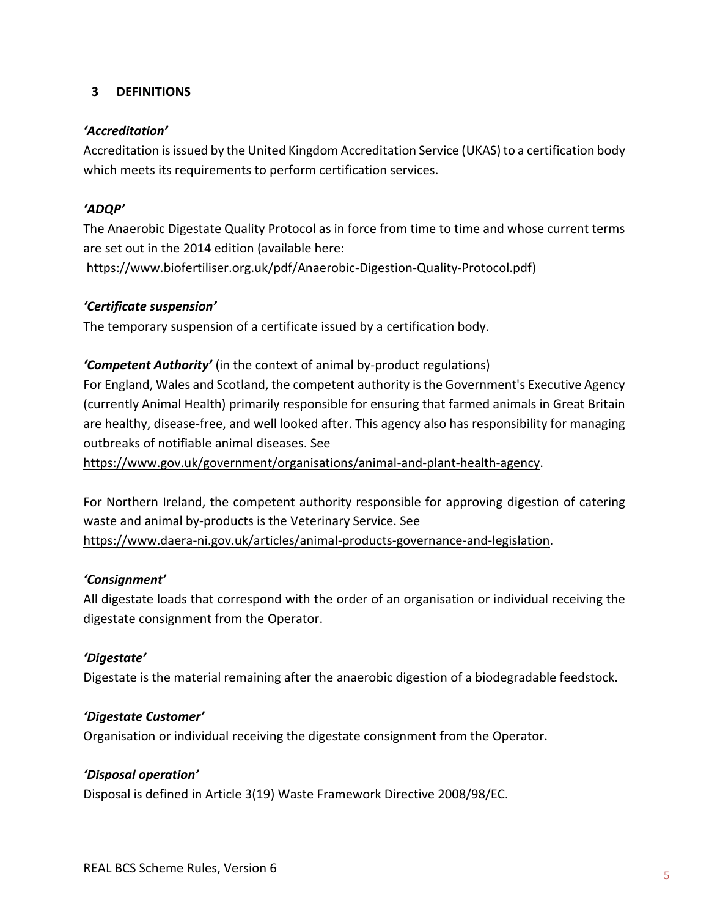## 3 DEFINITIONS

***'Accreditation'***

Accreditation is issued by the United Kingdom Accreditation Service (UKAS) to a certification body which meets its requirements to perform certification services.

***'ADQP'***

The Anaerobic Digestate Quality Protocol as in force from time to time and whose current terms are set out in the 2014 edition (available here: https://www.biofertiliser.org.uk/pdf/Anaerobic-Digestion-Quality-Protocol.pdf)

***'Certificate suspension'***

The temporary suspension of a certificate issued by a certification body.

***'Competent Authority'*** (in the context of animal by-product regulations)

For England, Wales and Scotland, the competent authority is the Government's Executive Agency (currently Animal Health) primarily responsible for ensuring that farmed animals in Great Britain are healthy, disease-free, and well looked after. This agency also has responsibility for managing outbreaks of notifiable animal diseases. See https://www.gov.uk/government/organisations/animal-and-plant-health-agency.

For Northern Ireland, the competent authority responsible for approving digestion of catering waste and animal by-products is the Veterinary Service. See https://www.daera-ni.gov.uk/articles/animal-products-governance-and-legislation.

***'Consignment'***

All digestate loads that correspond with the order of an organisation or individual receiving the digestate consignment from the Operator.

***'Digestate'***

Digestate is the material remaining after the anaerobic digestion of a biodegradable feedstock.

***'Digestate Customer'***

Organisation or individual receiving the digestate consignment from the Operator.

***'Disposal operation'***

Disposal is defined in Article 3(19) Waste Framework Directive 2008/98/EC.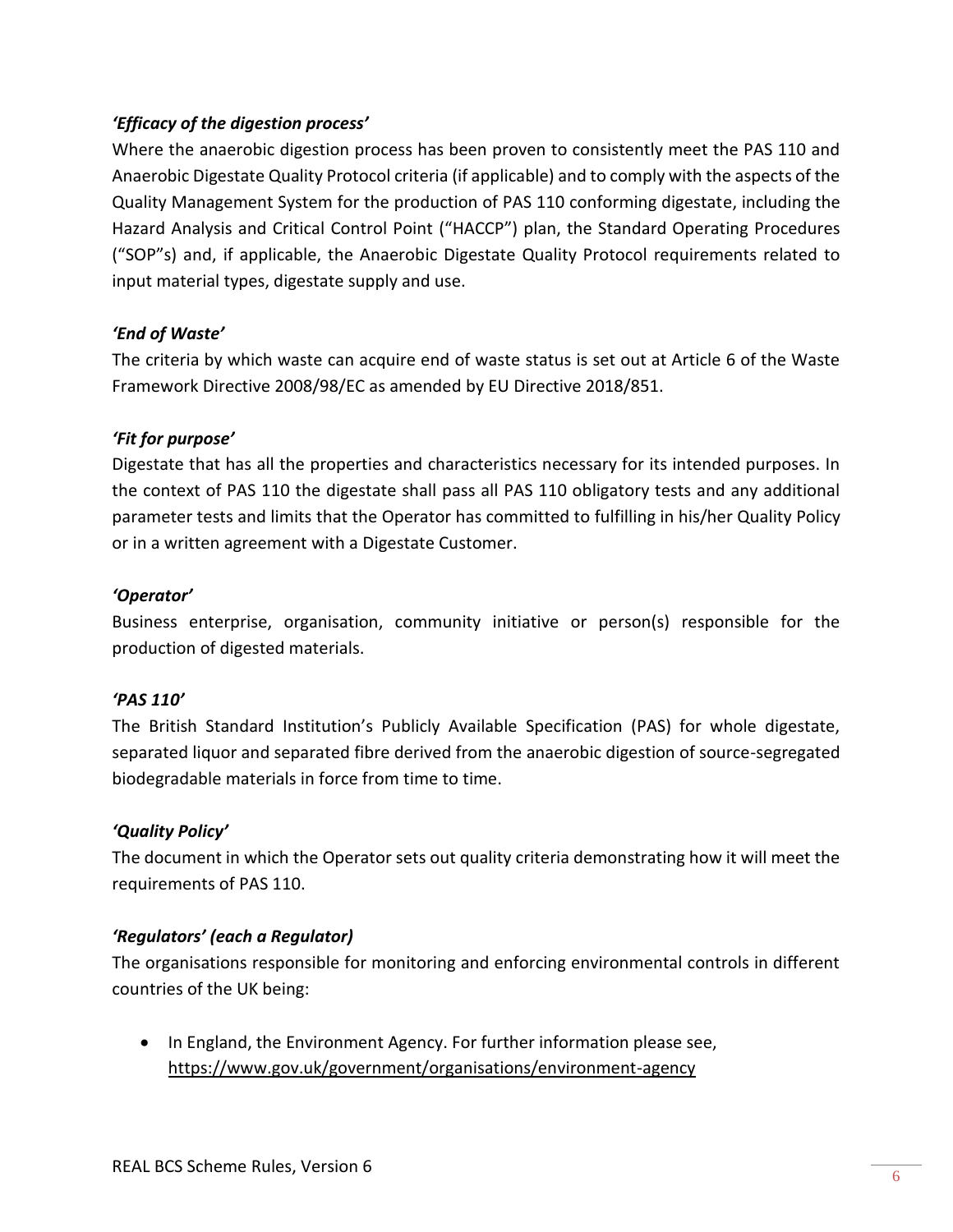### *'Efficacy of the digestion process'*

Where the anaerobic digestion process has been proven to consistently meet the PAS 110 and Anaerobic Digestate Quality Protocol criteria (if applicable) and to comply with the aspects of the Quality Management System for the production of PAS 110 conforming digestate, including the Hazard Analysis and Critical Control Point ("HACCP") plan, the Standard Operating Procedures ("SOP"s) and, if applicable, the Anaerobic Digestate Quality Protocol requirements related to input material types, digestate supply and use.

### *'End of Waste'*

The criteria by which waste can acquire end of waste status is set out at Article 6 of the Waste Framework Directive 2008/98/EC as amended by EU Directive 2018/851.

### *'Fit for purpose'*

Digestate that has all the properties and characteristics necessary for its intended purposes. In the context of PAS 110 the digestate shall pass all PAS 110 obligatory tests and any additional parameter tests and limits that the Operator has committed to fulfilling in his/her Quality Policy or in a written agreement with a Digestate Customer.

### *'Operator'*

Business enterprise, organisation, community initiative or person(s) responsible for the production of digested materials.

### *'PAS 110'*

The British Standard Institution's Publicly Available Specification (PAS) for whole digestate, separated liquor and separated fibre derived from the anaerobic digestion of source-segregated biodegradable materials in force from time to time.

### *'Quality Policy'*

The document in which the Operator sets out quality criteria demonstrating how it will meet the requirements of PAS 110.

### *'Regulators' (each a Regulator)*

The organisations responsible for monitoring and enforcing environmental controls in different countries of the UK being:

- In England, the Environment Agency. For further information please see, https://www.gov.uk/government/organisations/environment-agency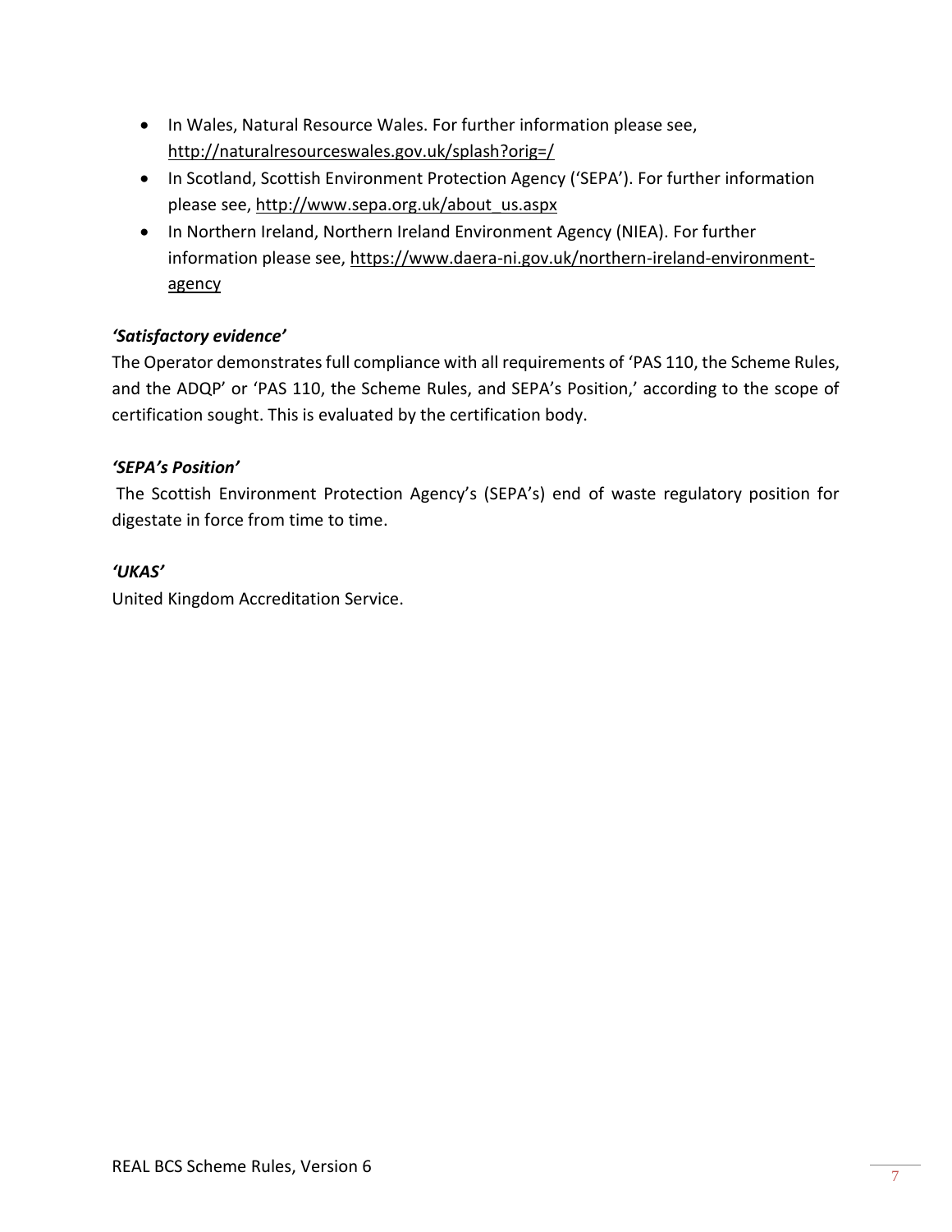- In Wales, Natural Resource Wales. For further information please see, http://naturalresourceswales.gov.uk/splash?orig=/
- In Scotland, Scottish Environment Protection Agency ('SEPA'). For further information please see, http://www.sepa.org.uk/about_us.aspx
- In Northern Ireland, Northern Ireland Environment Agency (NIEA). For further information please see, https://www.daera-ni.gov.uk/northern-ireland-environment-agency

***'Satisfactory evidence'***

The Operator demonstrates full compliance with all requirements of 'PAS 110, the Scheme Rules, and the ADQP' or 'PAS 110, the Scheme Rules, and SEPA's Position,' according to the scope of certification sought. This is evaluated by the certification body.

***'SEPA's Position'***

The Scottish Environment Protection Agency's (SEPA's) end of waste regulatory position for digestate in force from time to time.

***'UKAS'***

United Kingdom Accreditation Service.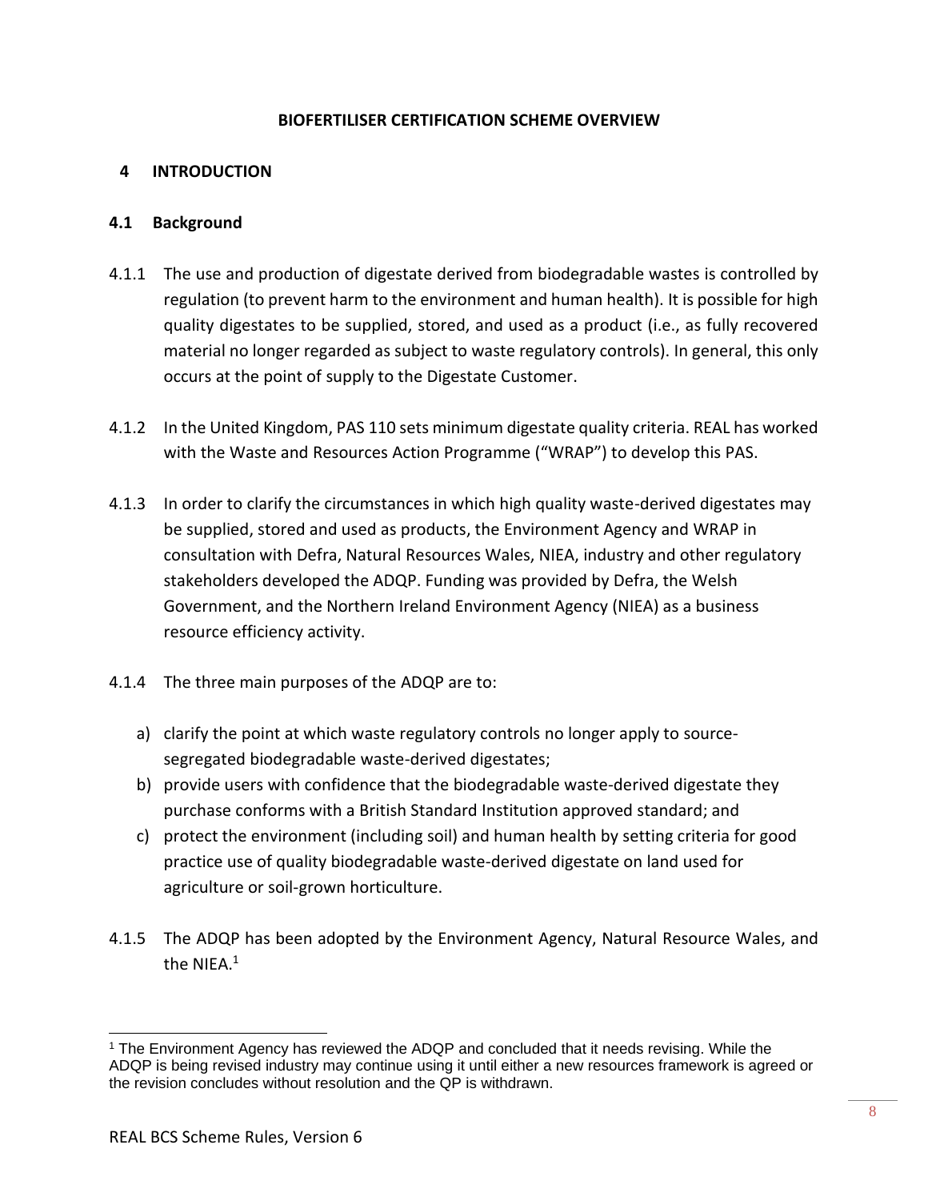**BIOFERTILISER CERTIFICATION SCHEME OVERVIEW**

## 4 INTRODUCTION

### 4.1 Background

4.1.1 The use and production of digestate derived from biodegradable wastes is controlled by regulation (to prevent harm to the environment and human health). It is possible for high quality digestates to be supplied, stored, and used as a product (i.e., as fully recovered material no longer regarded as subject to waste regulatory controls). In general, this only occurs at the point of supply to the Digestate Customer.

4.1.2 In the United Kingdom, PAS 110 sets minimum digestate quality criteria. REAL has worked with the Waste and Resources Action Programme ("WRAP") to develop this PAS.

4.1.3 In order to clarify the circumstances in which high quality waste-derived digestates may be supplied, stored and used as products, the Environment Agency and WRAP in consultation with Defra, Natural Resources Wales, NIEA, industry and other regulatory stakeholders developed the ADQP. Funding was provided by Defra, the Welsh Government, and the Northern Ireland Environment Agency (NIEA) as a business resource efficiency activity.

4.1.4 The three main purposes of the ADQP are to:

a) clarify the point at which waste regulatory controls no longer apply to source-segregated biodegradable waste-derived digestates;
b) provide users with confidence that the biodegradable waste-derived digestate they purchase conforms with a British Standard Institution approved standard; and
c) protect the environment (including soil) and human health by setting criteria for good practice use of quality biodegradable waste-derived digestate on land used for agriculture or soil-grown horticulture.

4.1.5 The ADQP has been adopted by the Environment Agency, Natural Resource Wales, and the NIEA.[1]

[1] The Environment Agency has reviewed the ADQP and concluded that it needs revising. While the ADQP is being revised industry may continue using it until either a new resources framework is agreed or the revision concludes without resolution and the QP is withdrawn.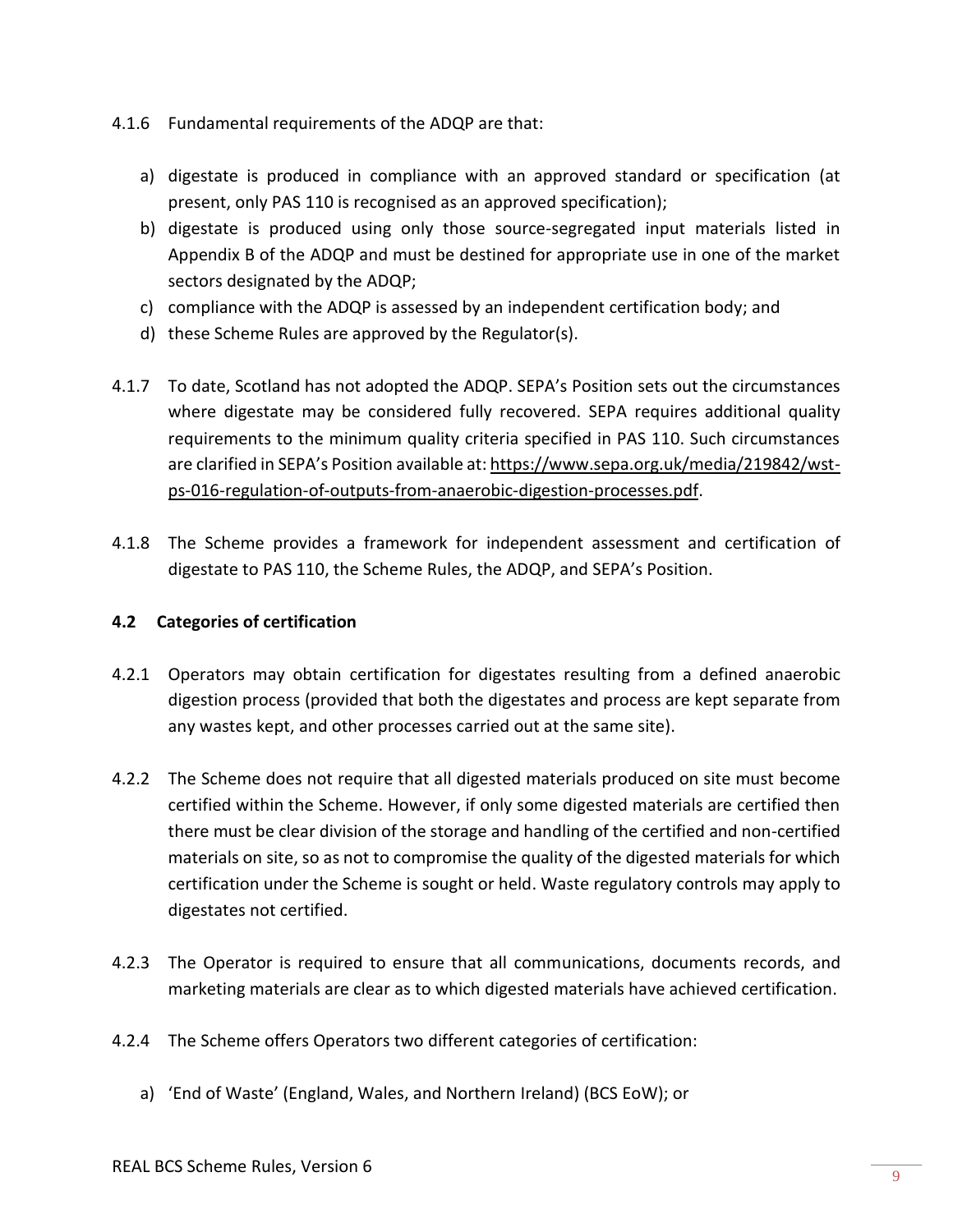4.1.6 Fundamental requirements of the ADQP are that:

a) digestate is produced in compliance with an approved standard or specification (at present, only PAS 110 is recognised as an approved specification);
b) digestate is produced using only those source-segregated input materials listed in Appendix B of the ADQP and must be destined for appropriate use in one of the market sectors designated by the ADQP;
c) compliance with the ADQP is assessed by an independent certification body; and
d) these Scheme Rules are approved by the Regulator(s).

4.1.7 To date, Scotland has not adopted the ADQP. SEPA's Position sets out the circumstances where digestate may be considered fully recovered. SEPA requires additional quality requirements to the minimum quality criteria specified in PAS 110. Such circumstances are clarified in SEPA's Position available at: https://www.sepa.org.uk/media/219842/wst-ps-016-regulation-of-outputs-from-anaerobic-digestion-processes.pdf.

4.1.8 The Scheme provides a framework for independent assessment and certification of digestate to PAS 110, the Scheme Rules, the ADQP, and SEPA's Position.

### 4.2 Categories of certification

4.2.1 Operators may obtain certification for digestates resulting from a defined anaerobic digestion process (provided that both the digestates and process are kept separate from any wastes kept, and other processes carried out at the same site).

4.2.2 The Scheme does not require that all digested materials produced on site must become certified within the Scheme. However, if only some digested materials are certified then there must be clear division of the storage and handling of the certified and non-certified materials on site, so as not to compromise the quality of the digested materials for which certification under the Scheme is sought or held. Waste regulatory controls may apply to digestates not certified.

4.2.3 The Operator is required to ensure that all communications, documents records, and marketing materials are clear as to which digested materials have achieved certification.

4.2.4 The Scheme offers Operators two different categories of certification:

a) 'End of Waste' (England, Wales, and Northern Ireland) (BCS EoW); or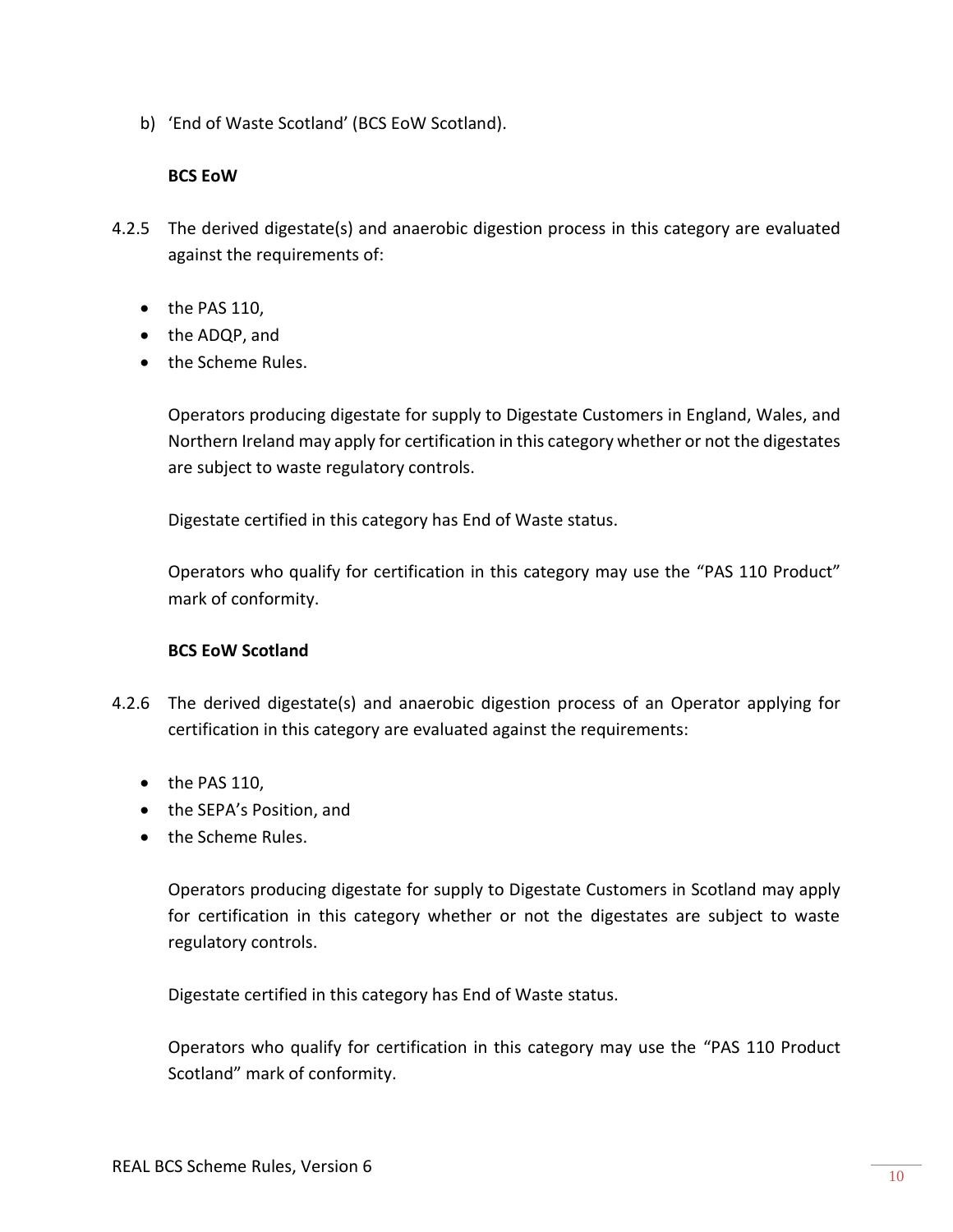b) 'End of Waste Scotland' (BCS EoW Scotland).

**BCS EoW**

4.2.5 The derived digestate(s) and anaerobic digestion process in this category are evaluated against the requirements of:

- the PAS 110,
- the ADQP, and
- the Scheme Rules.

Operators producing digestate for supply to Digestate Customers in England, Wales, and Northern Ireland may apply for certification in this category whether or not the digestates are subject to waste regulatory controls.

Digestate certified in this category has End of Waste status.

Operators who qualify for certification in this category may use the "PAS 110 Product" mark of conformity.

**BCS EoW Scotland**

4.2.6 The derived digestate(s) and anaerobic digestion process of an Operator applying for certification in this category are evaluated against the requirements:

- the PAS 110,
- the SEPA's Position, and
- the Scheme Rules.

Operators producing digestate for supply to Digestate Customers in Scotland may apply for certification in this category whether or not the digestates are subject to waste regulatory controls.

Digestate certified in this category has End of Waste status.

Operators who qualify for certification in this category may use the "PAS 110 Product Scotland" mark of conformity.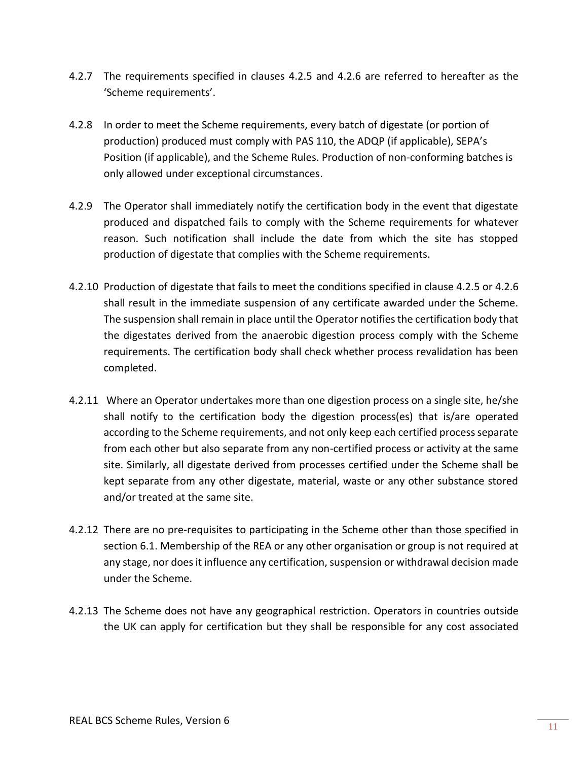4.2.7 The requirements specified in clauses 4.2.5 and 4.2.6 are referred to hereafter as the 'Scheme requirements'.

4.2.8 In order to meet the Scheme requirements, every batch of digestate (or portion of production) produced must comply with PAS 110, the ADQP (if applicable), SEPA's Position (if applicable), and the Scheme Rules. Production of non-conforming batches is only allowed under exceptional circumstances.

4.2.9 The Operator shall immediately notify the certification body in the event that digestate produced and dispatched fails to comply with the Scheme requirements for whatever reason. Such notification shall include the date from which the site has stopped production of digestate that complies with the Scheme requirements.

4.2.10 Production of digestate that fails to meet the conditions specified in clause 4.2.5 or 4.2.6 shall result in the immediate suspension of any certificate awarded under the Scheme. The suspension shall remain in place until the Operator notifies the certification body that the digestates derived from the anaerobic digestion process comply with the Scheme requirements. The certification body shall check whether process revalidation has been completed.

4.2.11 Where an Operator undertakes more than one digestion process on a single site, he/she shall notify to the certification body the digestion process(es) that is/are operated according to the Scheme requirements, and not only keep each certified process separate from each other but also separate from any non-certified process or activity at the same site. Similarly, all digestate derived from processes certified under the Scheme shall be kept separate from any other digestate, material, waste or any other substance stored and/or treated at the same site.

4.2.12 There are no pre-requisites to participating in the Scheme other than those specified in section 6.1. Membership of the REA or any other organisation or group is not required at any stage, nor does it influence any certification, suspension or withdrawal decision made under the Scheme.

4.2.13 The Scheme does not have any geographical restriction. Operators in countries outside the UK can apply for certification but they shall be responsible for any cost associated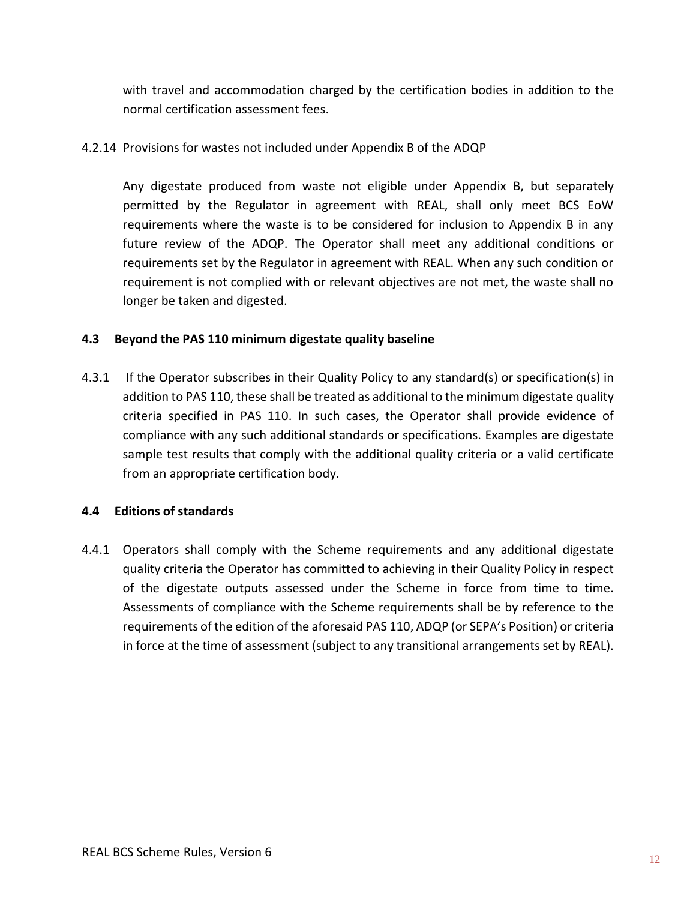with travel and accommodation charged by the certification bodies in addition to the normal certification assessment fees.

4.2.14 Provisions for wastes not included under Appendix B of the ADQP

Any digestate produced from waste not eligible under Appendix B, but separately permitted by the Regulator in agreement with REAL, shall only meet BCS EoW requirements where the waste is to be considered for inclusion to Appendix B in any future review of the ADQP. The Operator shall meet any additional conditions or requirements set by the Regulator in agreement with REAL. When any such condition or requirement is not complied with or relevant objectives are not met, the waste shall no longer be taken and digested.

### 4.3 Beyond the PAS 110 minimum digestate quality baseline

4.3.1 If the Operator subscribes in their Quality Policy to any standard(s) or specification(s) in addition to PAS 110, these shall be treated as additional to the minimum digestate quality criteria specified in PAS 110. In such cases, the Operator shall provide evidence of compliance with any such additional standards or specifications. Examples are digestate sample test results that comply with the additional quality criteria or a valid certificate from an appropriate certification body.

### 4.4 Editions of standards

4.4.1 Operators shall comply with the Scheme requirements and any additional digestate quality criteria the Operator has committed to achieving in their Quality Policy in respect of the digestate outputs assessed under the Scheme in force from time to time. Assessments of compliance with the Scheme requirements shall be by reference to the requirements of the edition of the aforesaid PAS 110, ADQP (or SEPA's Position) or criteria in force at the time of assessment (subject to any transitional arrangements set by REAL).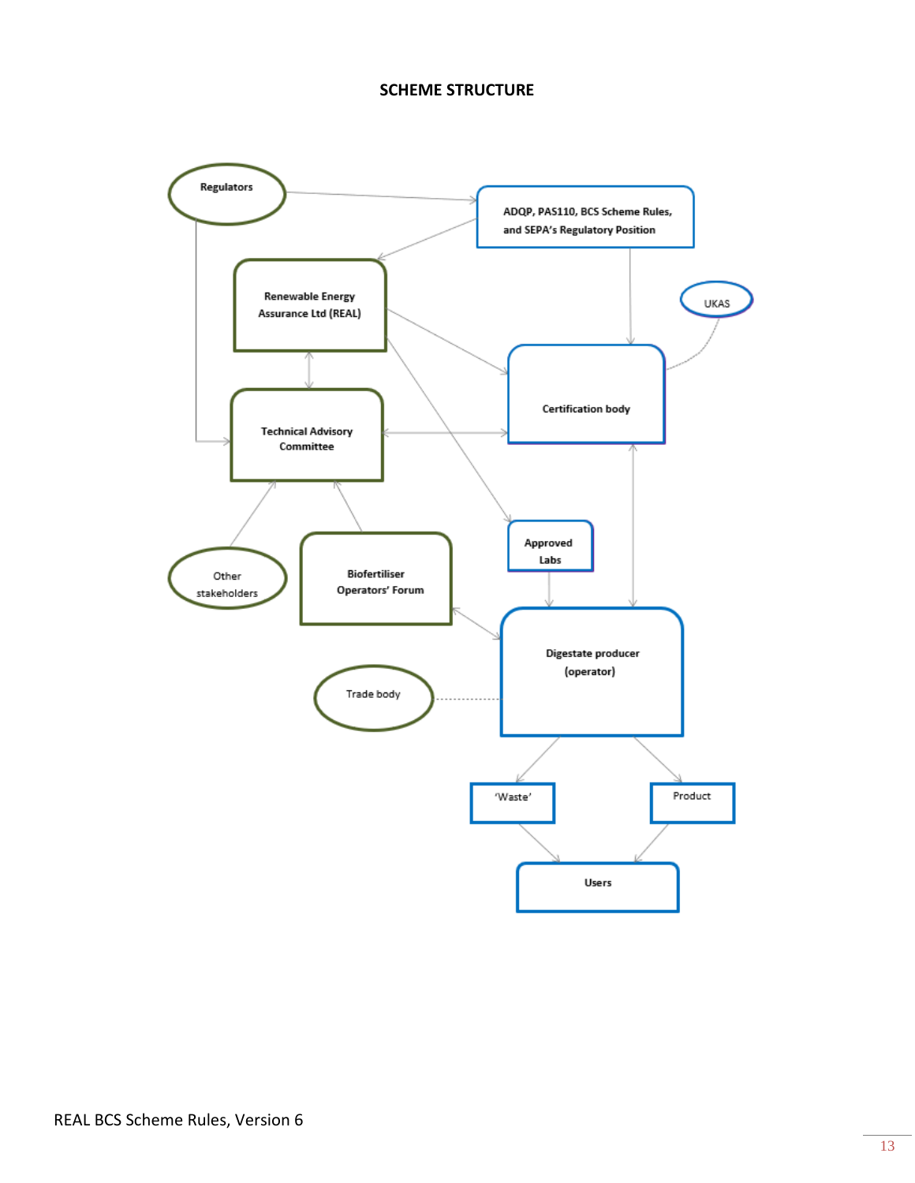**SCHEME STRUCTURE**

Regulators

ADQP, PAS110, BCS Scheme Rules, and SEPA's Regulatory Position

Renewable Energy Assurance Ltd (REAL)

UKAS

Certification body

Technical Advisory Committee

Approved Labs

Other stakeholders

Biofertiliser Operators' Forum

Digestate producer (operator)

Trade body

'Waste'

Product

Users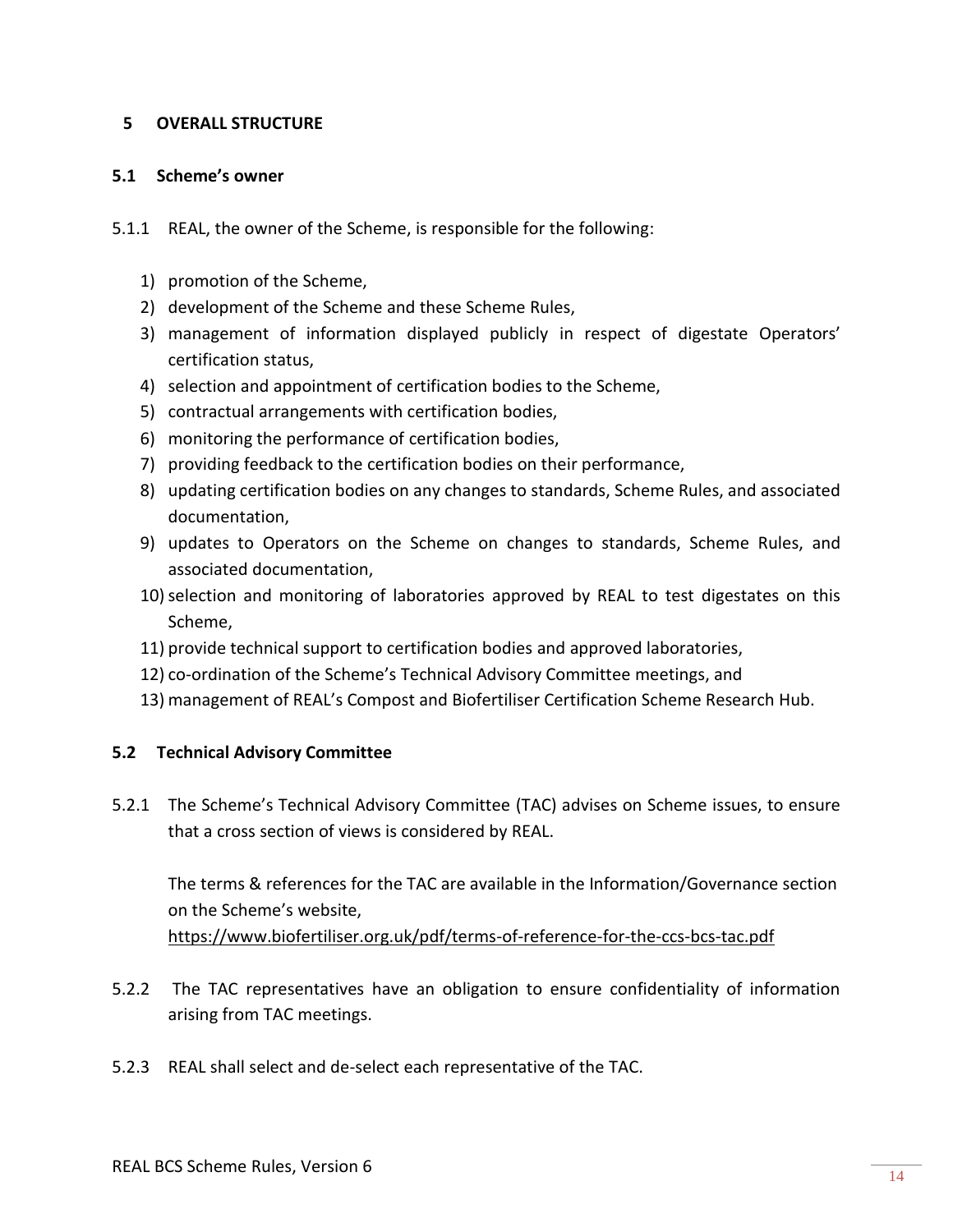# 5 OVERALL STRUCTURE

## 5.1 Scheme's owner

5.1.1 REAL, the owner of the Scheme, is responsible for the following:

1) promotion of the Scheme,
2) development of the Scheme and these Scheme Rules,
3) management of information displayed publicly in respect of digestate Operators' certification status,
4) selection and appointment of certification bodies to the Scheme,
5) contractual arrangements with certification bodies,
6) monitoring the performance of certification bodies,
7) providing feedback to the certification bodies on their performance,
8) updating certification bodies on any changes to standards, Scheme Rules, and associated documentation,
9) updates to Operators on the Scheme on changes to standards, Scheme Rules, and associated documentation,
10) selection and monitoring of laboratories approved by REAL to test digestates on this Scheme,
11) provide technical support to certification bodies and approved laboratories,
12) co-ordination of the Scheme's Technical Advisory Committee meetings, and
13) management of REAL's Compost and Biofertiliser Certification Scheme Research Hub.

## 5.2 Technical Advisory Committee

5.2.1 The Scheme's Technical Advisory Committee (TAC) advises on Scheme issues, to ensure that a cross section of views is considered by REAL.

The terms & references for the TAC are available in the Information/Governance section on the Scheme's website,
https://www.biofertiliser.org.uk/pdf/terms-of-reference-for-the-ccs-bcs-tac.pdf

5.2.2 The TAC representatives have an obligation to ensure confidentiality of information arising from TAC meetings.

5.2.3 REAL shall select and de-select each representative of the TAC.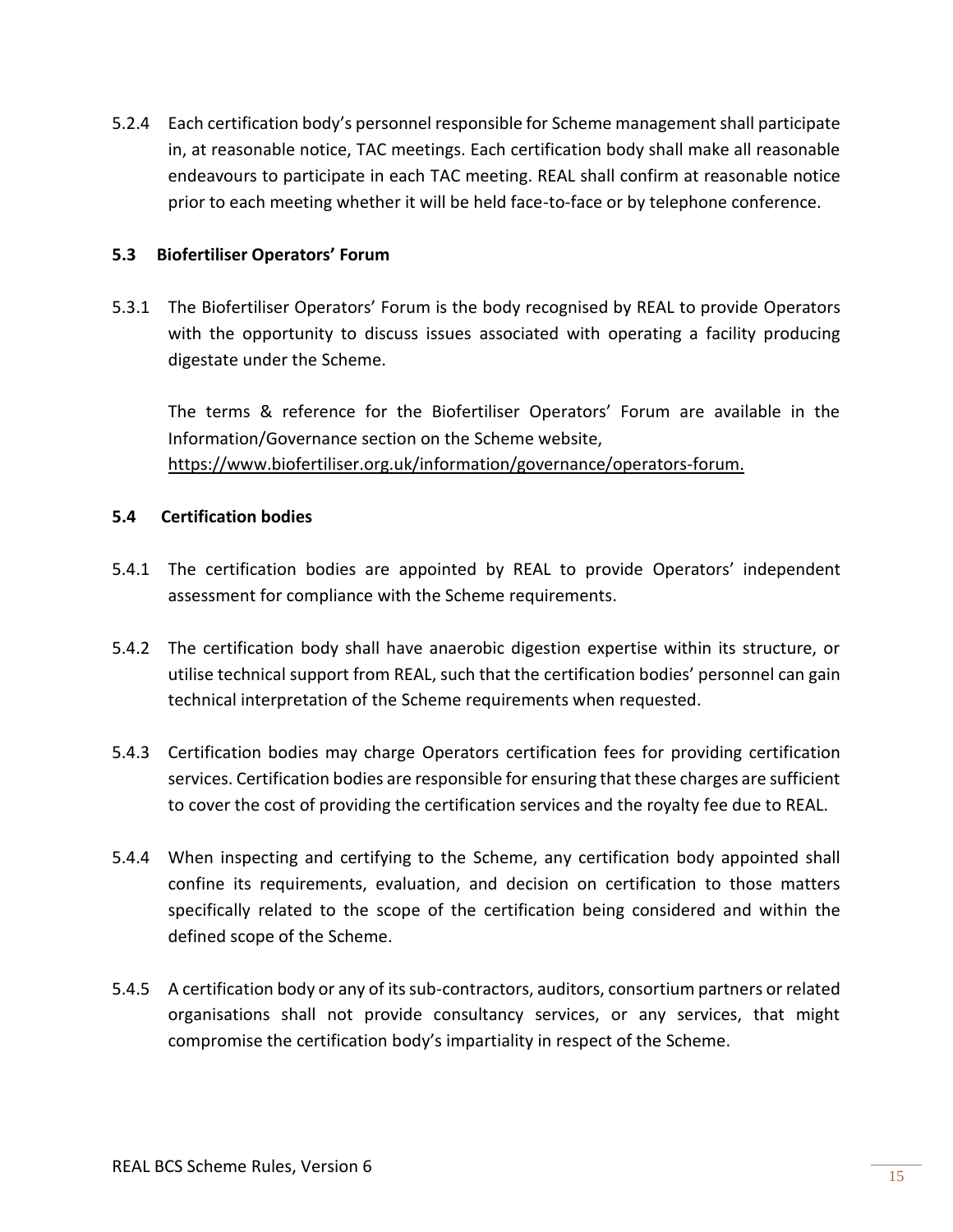5.2.4 Each certification body's personnel responsible for Scheme management shall participate in, at reasonable notice, TAC meetings. Each certification body shall make all reasonable endeavours to participate in each TAC meeting. REAL shall confirm at reasonable notice prior to each meeting whether it will be held face-to-face or by telephone conference.

### 5.3 Biofertiliser Operators' Forum

5.3.1 The Biofertiliser Operators' Forum is the body recognised by REAL to provide Operators with the opportunity to discuss issues associated with operating a facility producing digestate under the Scheme.

The terms & reference for the Biofertiliser Operators' Forum are available in the Information/Governance section on the Scheme website, https://www.biofertiliser.org.uk/information/governance/operators-forum.

### 5.4 Certification bodies

5.4.1 The certification bodies are appointed by REAL to provide Operators' independent assessment for compliance with the Scheme requirements.

5.4.2 The certification body shall have anaerobic digestion expertise within its structure, or utilise technical support from REAL, such that the certification bodies' personnel can gain technical interpretation of the Scheme requirements when requested.

5.4.3 Certification bodies may charge Operators certification fees for providing certification services. Certification bodies are responsible for ensuring that these charges are sufficient to cover the cost of providing the certification services and the royalty fee due to REAL.

5.4.4 When inspecting and certifying to the Scheme, any certification body appointed shall confine its requirements, evaluation, and decision on certification to those matters specifically related to the scope of the certification being considered and within the defined scope of the Scheme.

5.4.5 A certification body or any of its sub-contractors, auditors, consortium partners or related organisations shall not provide consultancy services, or any services, that might compromise the certification body's impartiality in respect of the Scheme.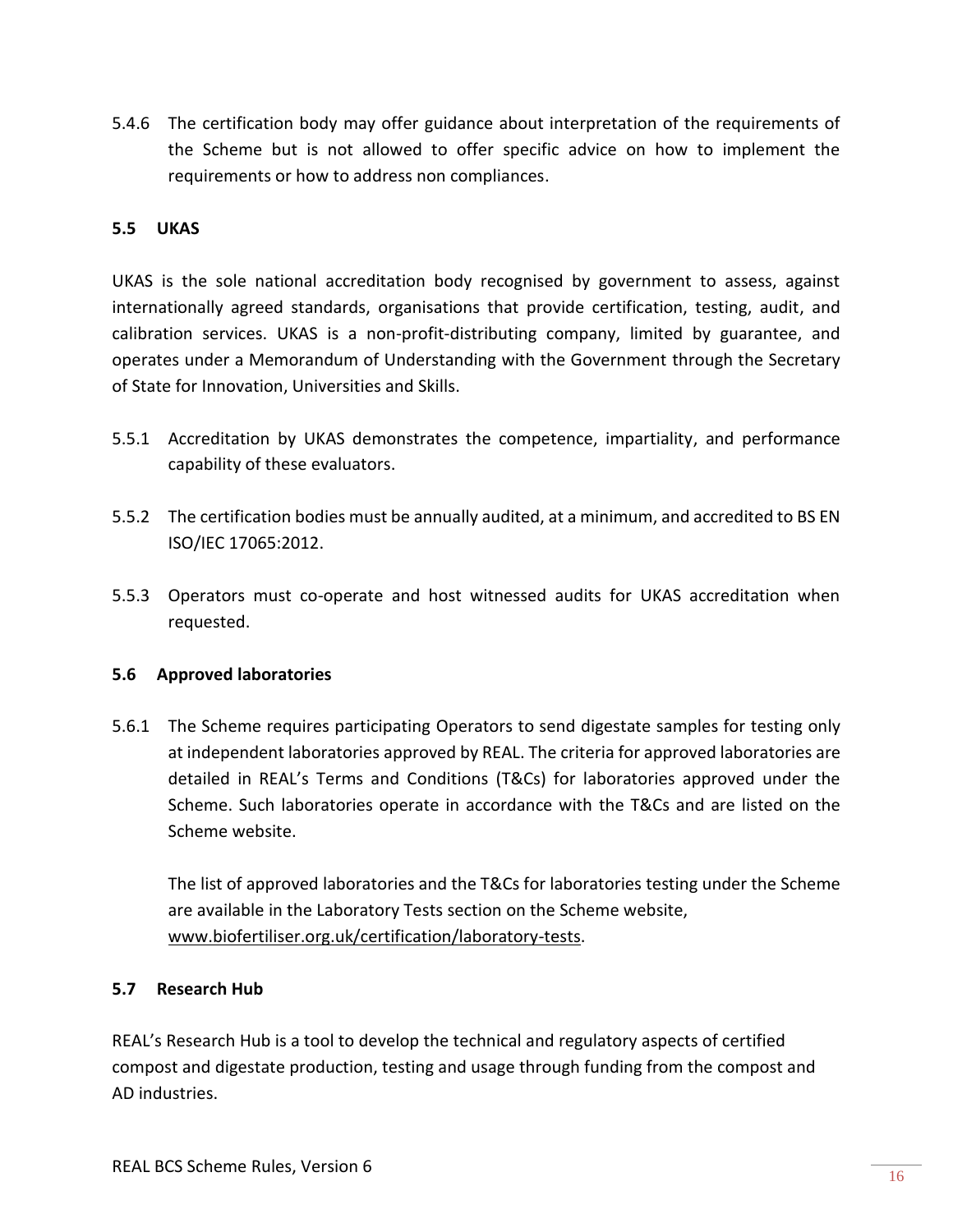5.4.6 The certification body may offer guidance about interpretation of the requirements of the Scheme but is not allowed to offer specific advice on how to implement the requirements or how to address non compliances.

## 5.5 UKAS

UKAS is the sole national accreditation body recognised by government to assess, against internationally agreed standards, organisations that provide certification, testing, audit, and calibration services. UKAS is a non-profit-distributing company, limited by guarantee, and operates under a Memorandum of Understanding with the Government through the Secretary of State for Innovation, Universities and Skills.

5.5.1 Accreditation by UKAS demonstrates the competence, impartiality, and performance capability of these evaluators.

5.5.2 The certification bodies must be annually audited, at a minimum, and accredited to BS EN ISO/IEC 17065:2012.

5.5.3 Operators must co-operate and host witnessed audits for UKAS accreditation when requested.

## 5.6 Approved laboratories

5.6.1 The Scheme requires participating Operators to send digestate samples for testing only at independent laboratories approved by REAL. The criteria for approved laboratories are detailed in REAL's Terms and Conditions (T&Cs) for laboratories approved under the Scheme. Such laboratories operate in accordance with the T&Cs and are listed on the Scheme website.

The list of approved laboratories and the T&Cs for laboratories testing under the Scheme are available in the Laboratory Tests section on the Scheme website, www.biofertiliser.org.uk/certification/laboratory-tests.

## 5.7 Research Hub

REAL's Research Hub is a tool to develop the technical and regulatory aspects of certified compost and digestate production, testing and usage through funding from the compost and AD industries.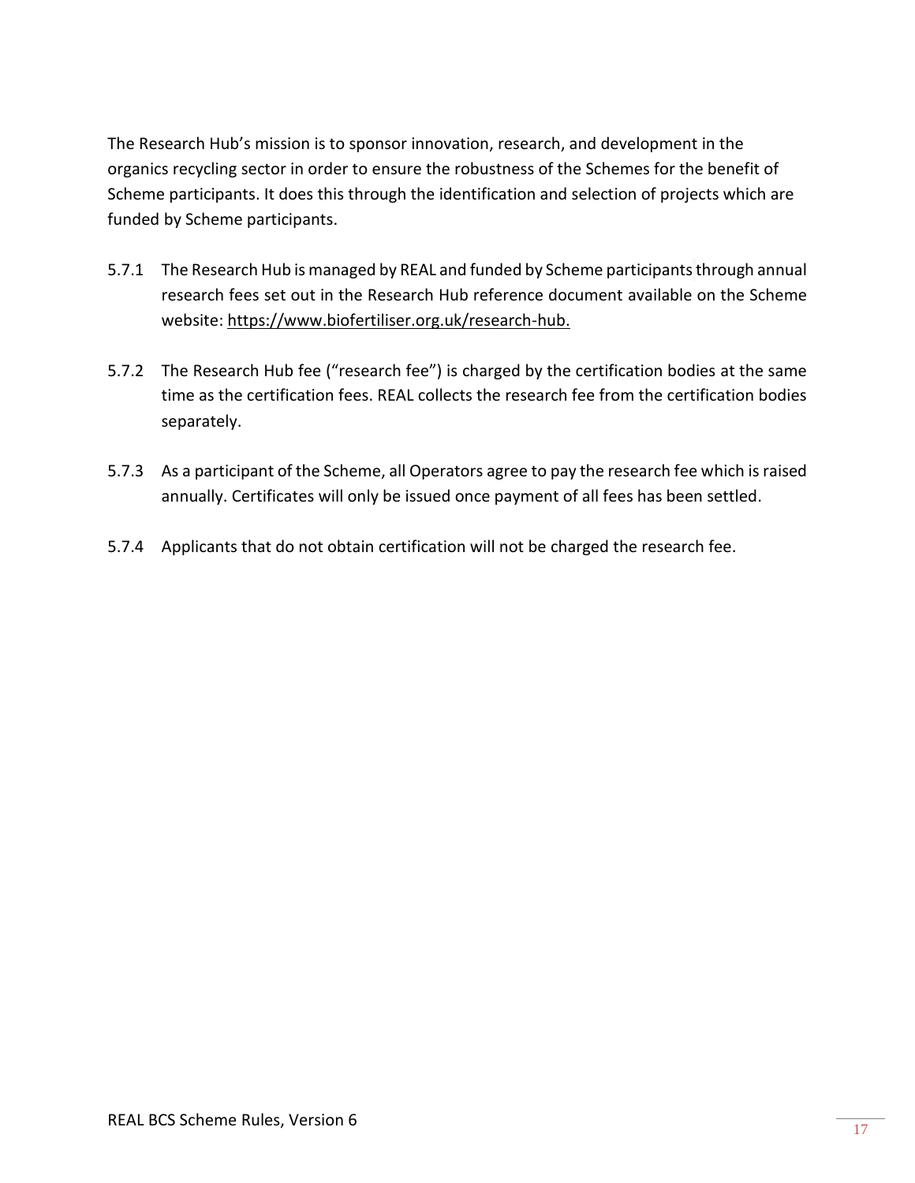The Research Hub's mission is to sponsor innovation, research, and development in the organics recycling sector in order to ensure the robustness of the Schemes for the benefit of Scheme participants. It does this through the identification and selection of projects which are funded by Scheme participants.

5.7.1 The Research Hub is managed by REAL and funded by Scheme participants through annual research fees set out in the Research Hub reference document available on the Scheme website: https://www.biofertiliser.org.uk/research-hub.

5.7.2 The Research Hub fee ("research fee") is charged by the certification bodies at the same time as the certification fees. REAL collects the research fee from the certification bodies separately.

5.7.3 As a participant of the Scheme, all Operators agree to pay the research fee which is raised annually. Certificates will only be issued once payment of all fees has been settled.

5.7.4 Applicants that do not obtain certification will not be charged the research fee.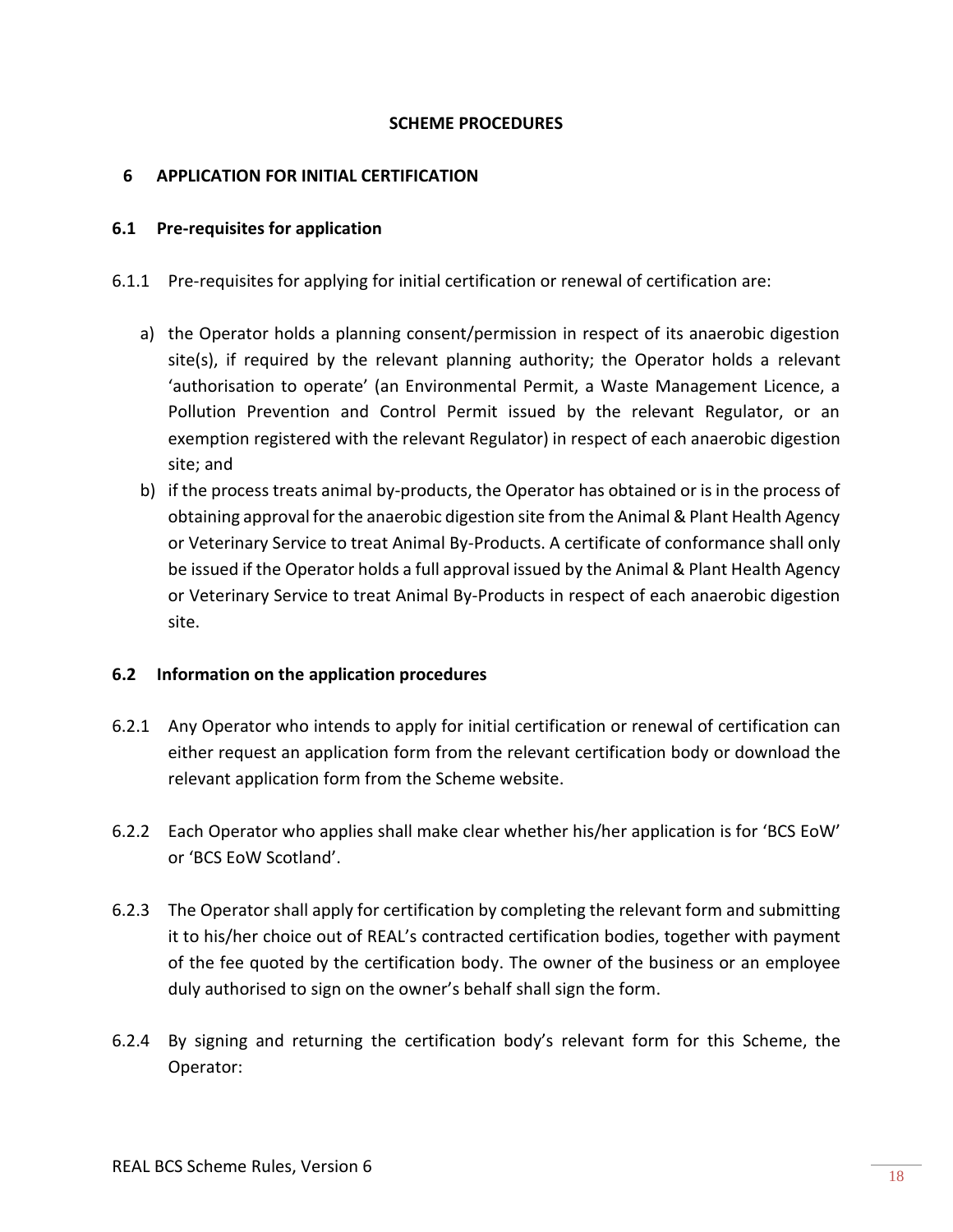**SCHEME PROCEDURES**

# 6 APPLICATION FOR INITIAL CERTIFICATION

## 6.1 Pre-requisites for application

6.1.1 Pre-requisites for applying for initial certification or renewal of certification are:

a) the Operator holds a planning consent/permission in respect of its anaerobic digestion site(s), if required by the relevant planning authority; the Operator holds a relevant 'authorisation to operate' (an Environmental Permit, a Waste Management Licence, a Pollution Prevention and Control Permit issued by the relevant Regulator, or an exemption registered with the relevant Regulator) in respect of each anaerobic digestion site; and

b) if the process treats animal by-products, the Operator has obtained or is in the process of obtaining approval for the anaerobic digestion site from the Animal & Plant Health Agency or Veterinary Service to treat Animal By-Products. A certificate of conformance shall only be issued if the Operator holds a full approval issued by the Animal & Plant Health Agency or Veterinary Service to treat Animal By-Products in respect of each anaerobic digestion site.

## 6.2 Information on the application procedures

6.2.1 Any Operator who intends to apply for initial certification or renewal of certification can either request an application form from the relevant certification body or download the relevant application form from the Scheme website.

6.2.2 Each Operator who applies shall make clear whether his/her application is for 'BCS EoW' or 'BCS EoW Scotland'.

6.2.3 The Operator shall apply for certification by completing the relevant form and submitting it to his/her choice out of REAL's contracted certification bodies, together with payment of the fee quoted by the certification body. The owner of the business or an employee duly authorised to sign on the owner's behalf shall sign the form.

6.2.4 By signing and returning the certification body's relevant form for this Scheme, the Operator: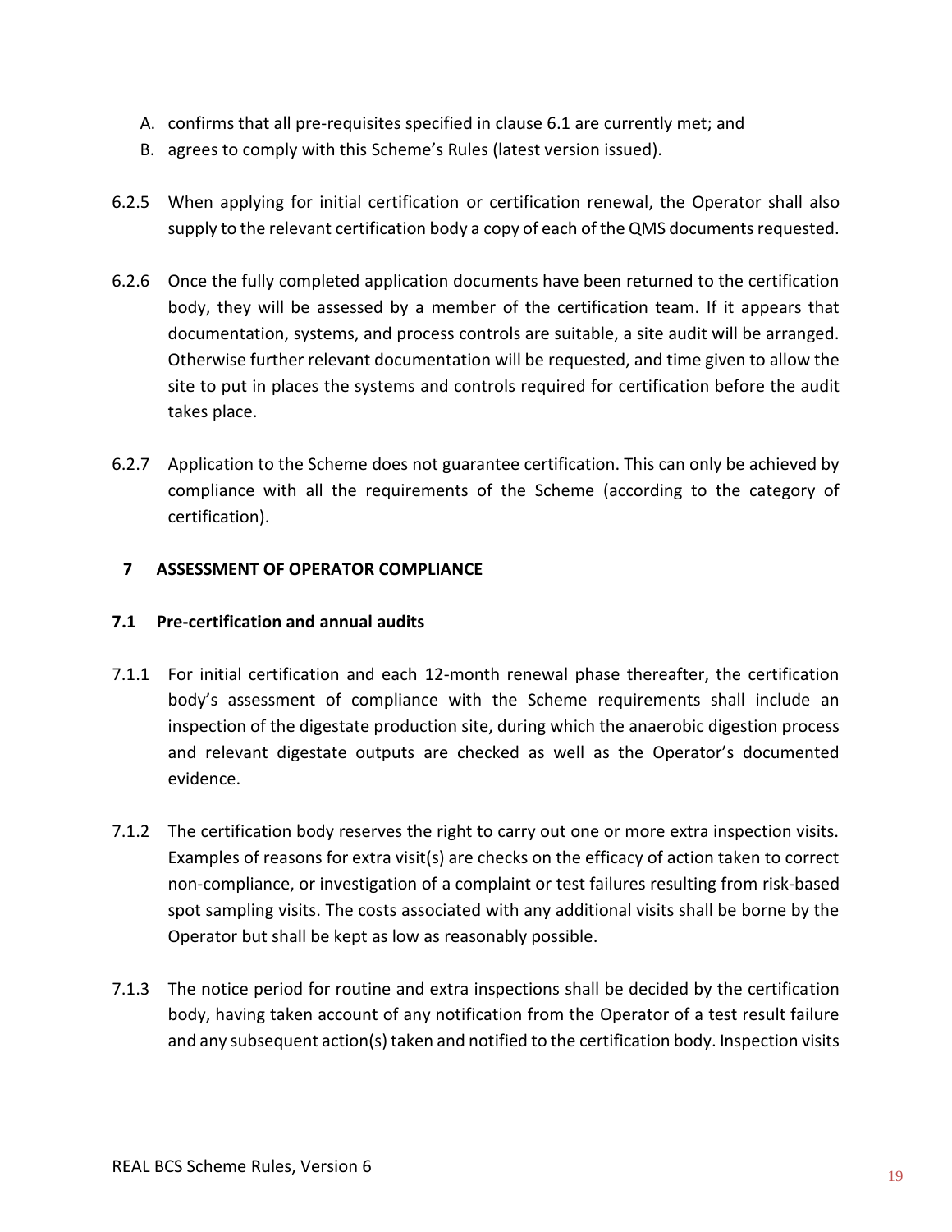A. confirms that all pre-requisites specified in clause 6.1 are currently met; and
B. agrees to comply with this Scheme's Rules (latest version issued).

6.2.5 When applying for initial certification or certification renewal, the Operator shall also supply to the relevant certification body a copy of each of the QMS documents requested.

6.2.6 Once the fully completed application documents have been returned to the certification body, they will be assessed by a member of the certification team. If it appears that documentation, systems, and process controls are suitable, a site audit will be arranged. Otherwise further relevant documentation will be requested, and time given to allow the site to put in places the systems and controls required for certification before the audit takes place.

6.2.7 Application to the Scheme does not guarantee certification. This can only be achieved by compliance with all the requirements of the Scheme (according to the category of certification).

## 7 ASSESSMENT OF OPERATOR COMPLIANCE

### 7.1 Pre-certification and annual audits

7.1.1 For initial certification and each 12-month renewal phase thereafter, the certification body's assessment of compliance with the Scheme requirements shall include an inspection of the digestate production site, during which the anaerobic digestion process and relevant digestate outputs are checked as well as the Operator's documented evidence.

7.1.2 The certification body reserves the right to carry out one or more extra inspection visits. Examples of reasons for extra visit(s) are checks on the efficacy of action taken to correct non-compliance, or investigation of a complaint or test failures resulting from risk-based spot sampling visits. The costs associated with any additional visits shall be borne by the Operator but shall be kept as low as reasonably possible.

7.1.3 The notice period for routine and extra inspections shall be decided by the certification body, having taken account of any notification from the Operator of a test result failure and any subsequent action(s) taken and notified to the certification body. Inspection visits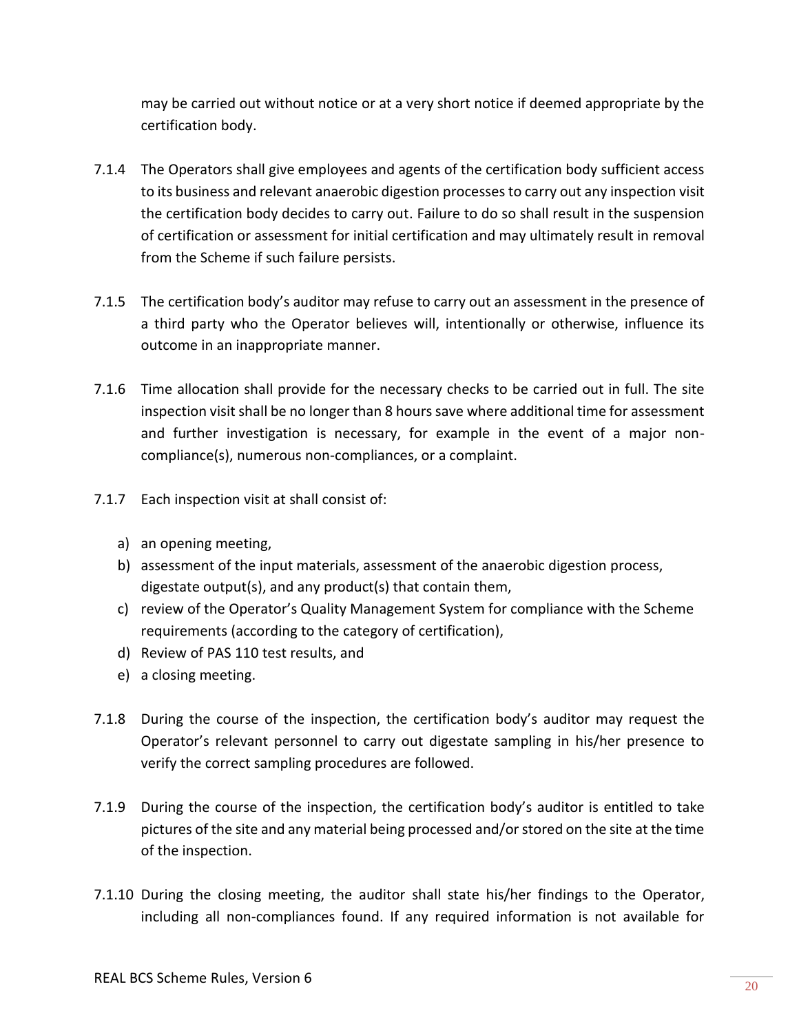may be carried out without notice or at a very short notice if deemed appropriate by the certification body.

7.1.4 The Operators shall give employees and agents of the certification body sufficient access to its business and relevant anaerobic digestion processes to carry out any inspection visit the certification body decides to carry out. Failure to do so shall result in the suspension of certification or assessment for initial certification and may ultimately result in removal from the Scheme if such failure persists.

7.1.5 The certification body's auditor may refuse to carry out an assessment in the presence of a third party who the Operator believes will, intentionally or otherwise, influence its outcome in an inappropriate manner.

7.1.6 Time allocation shall provide for the necessary checks to be carried out in full. The site inspection visit shall be no longer than 8 hours save where additional time for assessment and further investigation is necessary, for example in the event of a major non-compliance(s), numerous non-compliances, or a complaint.

7.1.7 Each inspection visit at shall consist of:

a) an opening meeting,
b) assessment of the input materials, assessment of the anaerobic digestion process, digestate output(s), and any product(s) that contain them,
c) review of the Operator's Quality Management System for compliance with the Scheme requirements (according to the category of certification),
d) Review of PAS 110 test results, and
e) a closing meeting.

7.1.8 During the course of the inspection, the certification body's auditor may request the Operator's relevant personnel to carry out digestate sampling in his/her presence to verify the correct sampling procedures are followed.

7.1.9 During the course of the inspection, the certification body's auditor is entitled to take pictures of the site and any material being processed and/or stored on the site at the time of the inspection.

7.1.10 During the closing meeting, the auditor shall state his/her findings to the Operator, including all non-compliances found. If any required information is not available for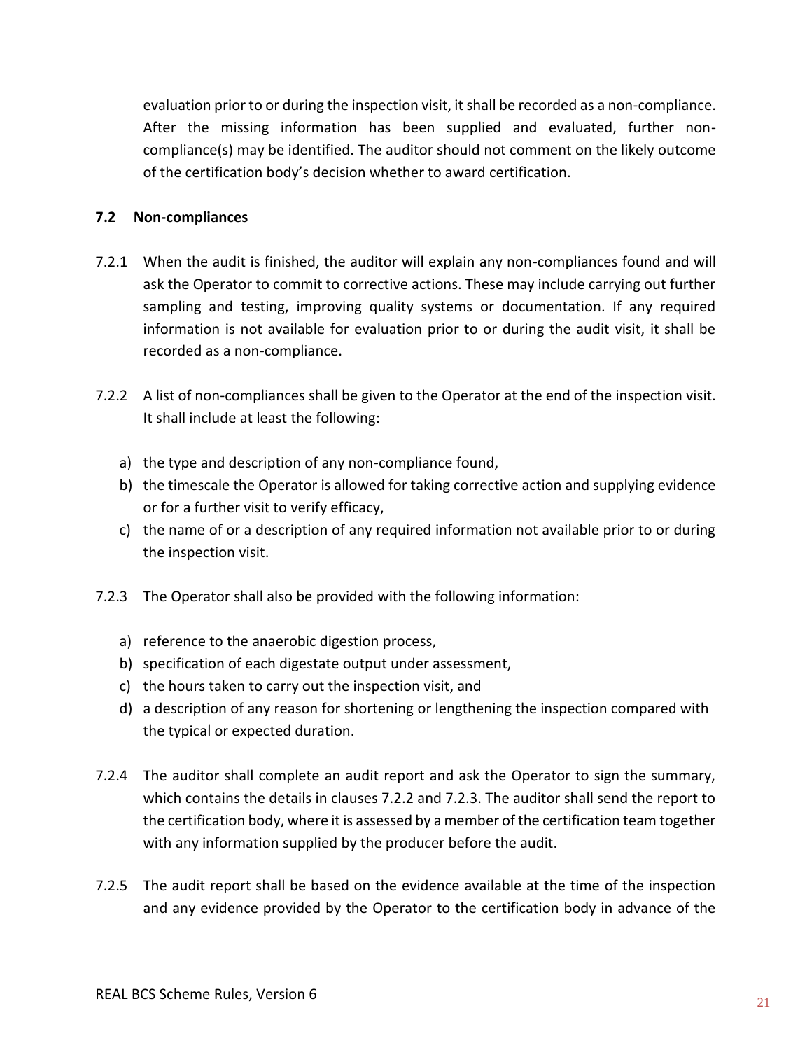evaluation prior to or during the inspection visit, it shall be recorded as a non-compliance. After the missing information has been supplied and evaluated, further non-compliance(s) may be identified. The auditor should not comment on the likely outcome of the certification body's decision whether to award certification.

### 7.2 Non-compliances

7.2.1 When the audit is finished, the auditor will explain any non-compliances found and will ask the Operator to commit to corrective actions. These may include carrying out further sampling and testing, improving quality systems or documentation. If any required information is not available for evaluation prior to or during the audit visit, it shall be recorded as a non-compliance.

7.2.2 A list of non-compliances shall be given to the Operator at the end of the inspection visit. It shall include at least the following:

a) the type and description of any non-compliance found,
b) the timescale the Operator is allowed for taking corrective action and supplying evidence or for a further visit to verify efficacy,
c) the name of or a description of any required information not available prior to or during the inspection visit.

7.2.3 The Operator shall also be provided with the following information:

a) reference to the anaerobic digestion process,
b) specification of each digestate output under assessment,
c) the hours taken to carry out the inspection visit, and
d) a description of any reason for shortening or lengthening the inspection compared with the typical or expected duration.

7.2.4 The auditor shall complete an audit report and ask the Operator to sign the summary, which contains the details in clauses 7.2.2 and 7.2.3. The auditor shall send the report to the certification body, where it is assessed by a member of the certification team together with any information supplied by the producer before the audit.

7.2.5 The audit report shall be based on the evidence available at the time of the inspection and any evidence provided by the Operator to the certification body in advance of the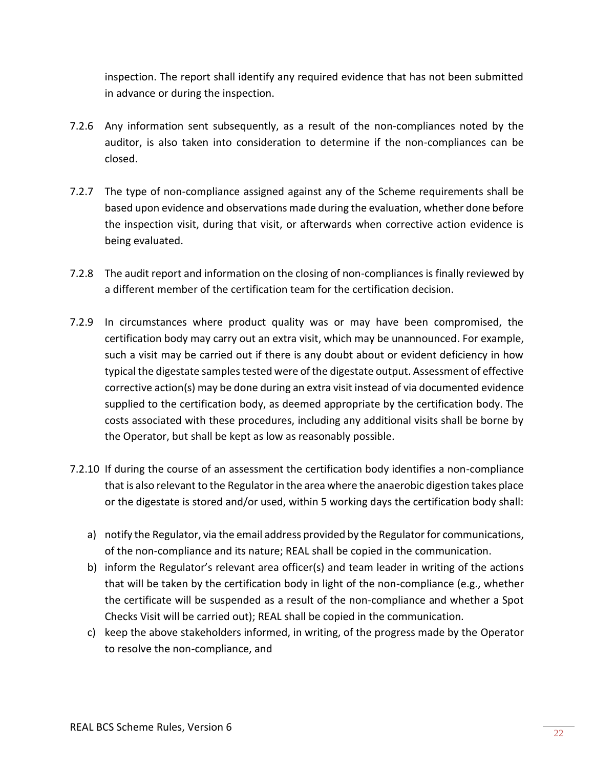inspection. The report shall identify any required evidence that has not been submitted in advance or during the inspection.

7.2.6 Any information sent subsequently, as a result of the non-compliances noted by the auditor, is also taken into consideration to determine if the non-compliances can be closed.

7.2.7 The type of non-compliance assigned against any of the Scheme requirements shall be based upon evidence and observations made during the evaluation, whether done before the inspection visit, during that visit, or afterwards when corrective action evidence is being evaluated.

7.2.8 The audit report and information on the closing of non-compliances is finally reviewed by a different member of the certification team for the certification decision.

7.2.9 In circumstances where product quality was or may have been compromised, the certification body may carry out an extra visit, which may be unannounced. For example, such a visit may be carried out if there is any doubt about or evident deficiency in how typical the digestate samples tested were of the digestate output. Assessment of effective corrective action(s) may be done during an extra visit instead of via documented evidence supplied to the certification body, as deemed appropriate by the certification body. The costs associated with these procedures, including any additional visits shall be borne by the Operator, but shall be kept as low as reasonably possible.

7.2.10 If during the course of an assessment the certification body identifies a non-compliance that is also relevant to the Regulator in the area where the anaerobic digestion takes place or the digestate is stored and/or used, within 5 working days the certification body shall:

a) notify the Regulator, via the email address provided by the Regulator for communications, of the non-compliance and its nature; REAL shall be copied in the communication.
b) inform the Regulator's relevant area officer(s) and team leader in writing of the actions that will be taken by the certification body in light of the non-compliance (e.g., whether the certificate will be suspended as a result of the non-compliance and whether a Spot Checks Visit will be carried out); REAL shall be copied in the communication.
c) keep the above stakeholders informed, in writing, of the progress made by the Operator to resolve the non-compliance, and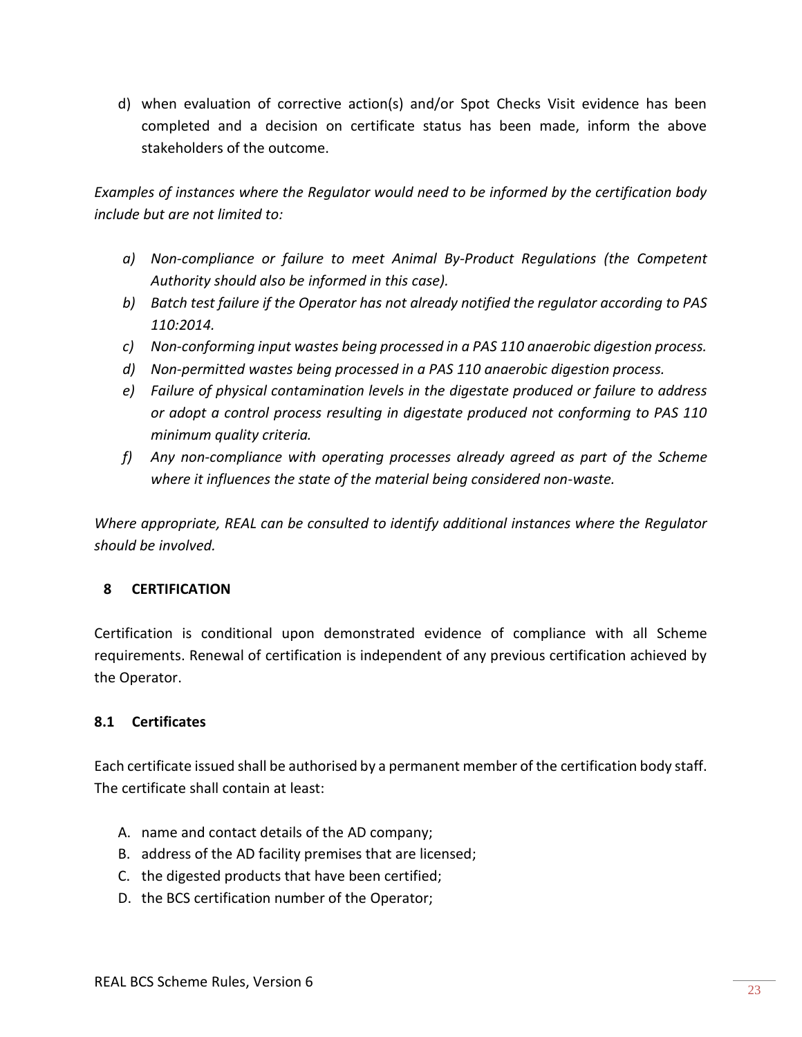d) when evaluation of corrective action(s) and/or Spot Checks Visit evidence has been completed and a decision on certificate status has been made, inform the above stakeholders of the outcome.

*Examples of instances where the Regulator would need to be informed by the certification body include but are not limited to:*

*a) Non-compliance or failure to meet Animal By-Product Regulations (the Competent Authority should also be informed in this case).*
*b) Batch test failure if the Operator has not already notified the regulator according to PAS 110:2014.*
*c) Non-conforming input wastes being processed in a PAS 110 anaerobic digestion process.*
*d) Non-permitted wastes being processed in a PAS 110 anaerobic digestion process.*
*e) Failure of physical contamination levels in the digestate produced or failure to address or adopt a control process resulting in digestate produced not conforming to PAS 110 minimum quality criteria.*
*f) Any non-compliance with operating processes already agreed as part of the Scheme where it influences the state of the material being considered non-waste.*

*Where appropriate, REAL can be consulted to identify additional instances where the Regulator should be involved.*

## 8 CERTIFICATION

Certification is conditional upon demonstrated evidence of compliance with all Scheme requirements. Renewal of certification is independent of any previous certification achieved by the Operator.

### 8.1 Certificates

Each certificate issued shall be authorised by a permanent member of the certification body staff. The certificate shall contain at least:

A. name and contact details of the AD company;
B. address of the AD facility premises that are licensed;
C. the digested products that have been certified;
D. the BCS certification number of the Operator;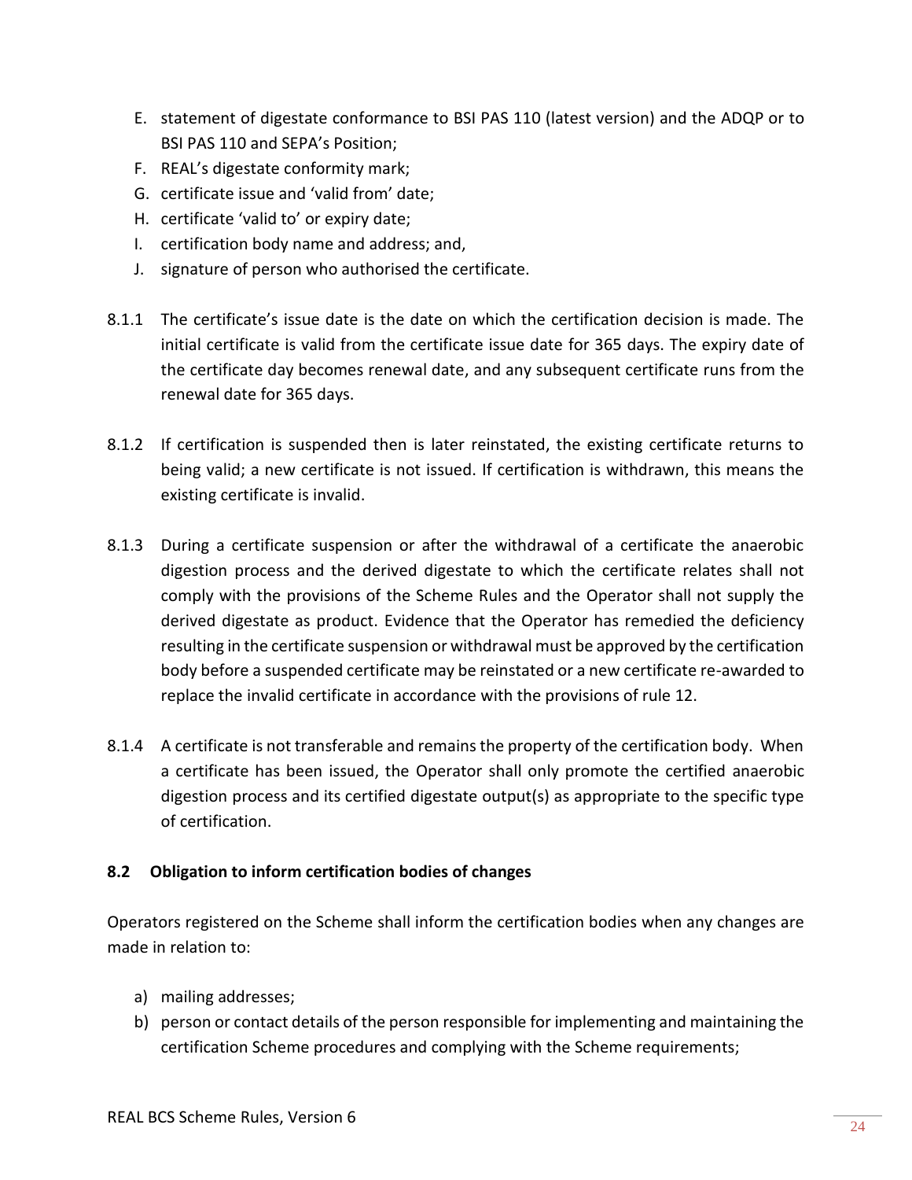E. statement of digestate conformance to BSI PAS 110 (latest version) and the ADQP or to BSI PAS 110 and SEPA's Position;
F. REAL's digestate conformity mark;
G. certificate issue and 'valid from' date;
H. certificate 'valid to' or expiry date;
I. certification body name and address; and,
J. signature of person who authorised the certificate.

8.1.1 The certificate's issue date is the date on which the certification decision is made. The initial certificate is valid from the certificate issue date for 365 days. The expiry date of the certificate day becomes renewal date, and any subsequent certificate runs from the renewal date for 365 days.

8.1.2 If certification is suspended then is later reinstated, the existing certificate returns to being valid; a new certificate is not issued. If certification is withdrawn, this means the existing certificate is invalid.

8.1.3 During a certificate suspension or after the withdrawal of a certificate the anaerobic digestion process and the derived digestate to which the certificate relates shall not comply with the provisions of the Scheme Rules and the Operator shall not supply the derived digestate as product. Evidence that the Operator has remedied the deficiency resulting in the certificate suspension or withdrawal must be approved by the certification body before a suspended certificate may be reinstated or a new certificate re-awarded to replace the invalid certificate in accordance with the provisions of rule 12.

8.1.4 A certificate is not transferable and remains the property of the certification body. When a certificate has been issued, the Operator shall only promote the certified anaerobic digestion process and its certified digestate output(s) as appropriate to the specific type of certification.

### 8.2 Obligation to inform certification bodies of changes

Operators registered on the Scheme shall inform the certification bodies when any changes are made in relation to:

a) mailing addresses;
b) person or contact details of the person responsible for implementing and maintaining the certification Scheme procedures and complying with the Scheme requirements;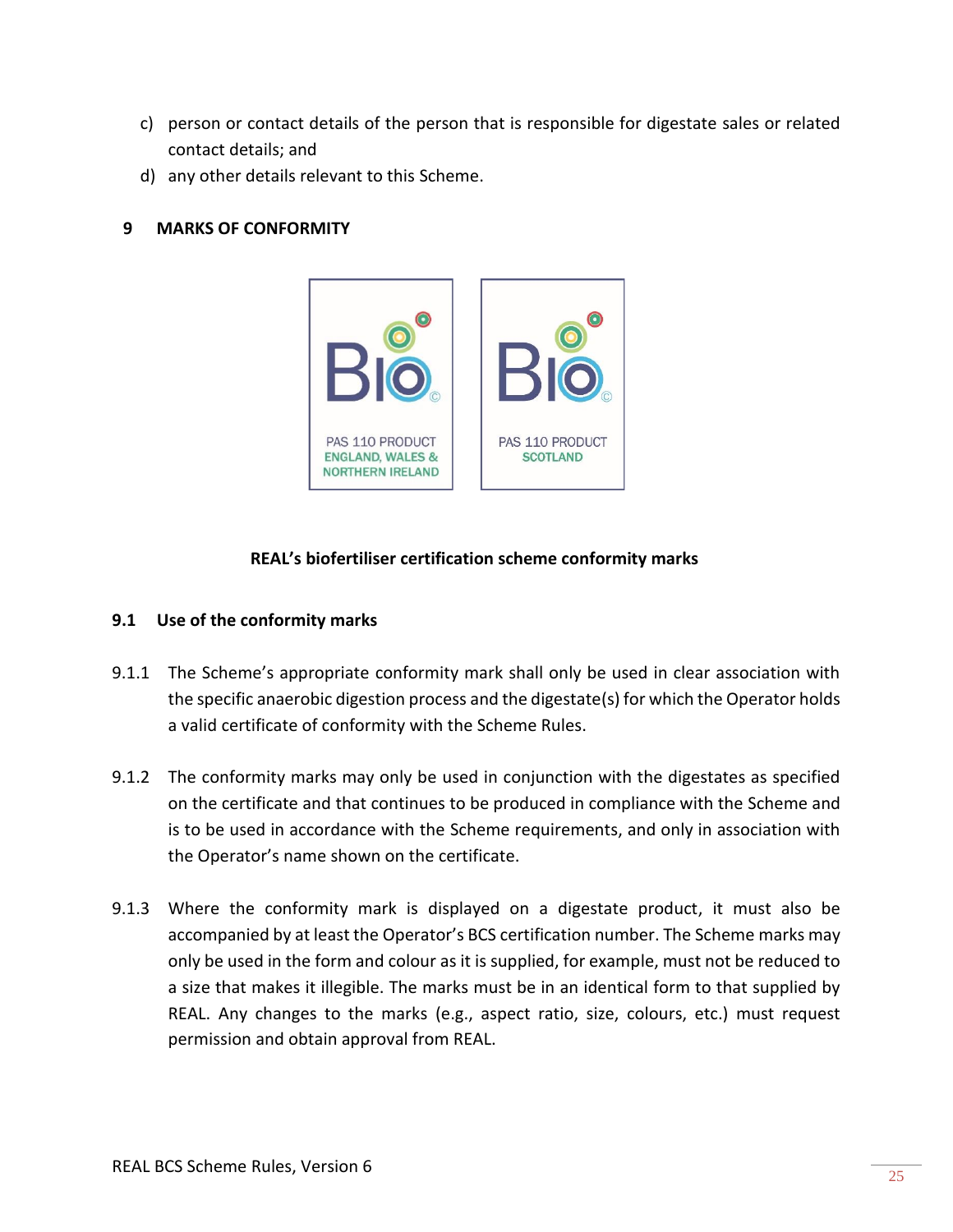c) person or contact details of the person that is responsible for digestate sales or related contact details; and
d) any other details relevant to this Scheme.

## 9 MARKS OF CONFORMITY

Bio PAS 110 PRODUCT ENGLAND, WALES & NORTHERN IRELAND

Bio PAS 110 PRODUCT SCOTLAND

**REAL's biofertiliser certification scheme conformity marks**

### 9.1 Use of the conformity marks

9.1.1 The Scheme's appropriate conformity mark shall only be used in clear association with the specific anaerobic digestion process and the digestate(s) for which the Operator holds a valid certificate of conformity with the Scheme Rules.

9.1.2 The conformity marks may only be used in conjunction with the digestates as specified on the certificate and that continues to be produced in compliance with the Scheme and is to be used in accordance with the Scheme requirements, and only in association with the Operator's name shown on the certificate.

9.1.3 Where the conformity mark is displayed on a digestate product, it must also be accompanied by at least the Operator's BCS certification number. The Scheme marks may only be used in the form and colour as it is supplied, for example, must not be reduced to a size that makes it illegible. The marks must be in an identical form to that supplied by REAL. Any changes to the marks (e.g., aspect ratio, size, colours, etc.) must request permission and obtain approval from REAL.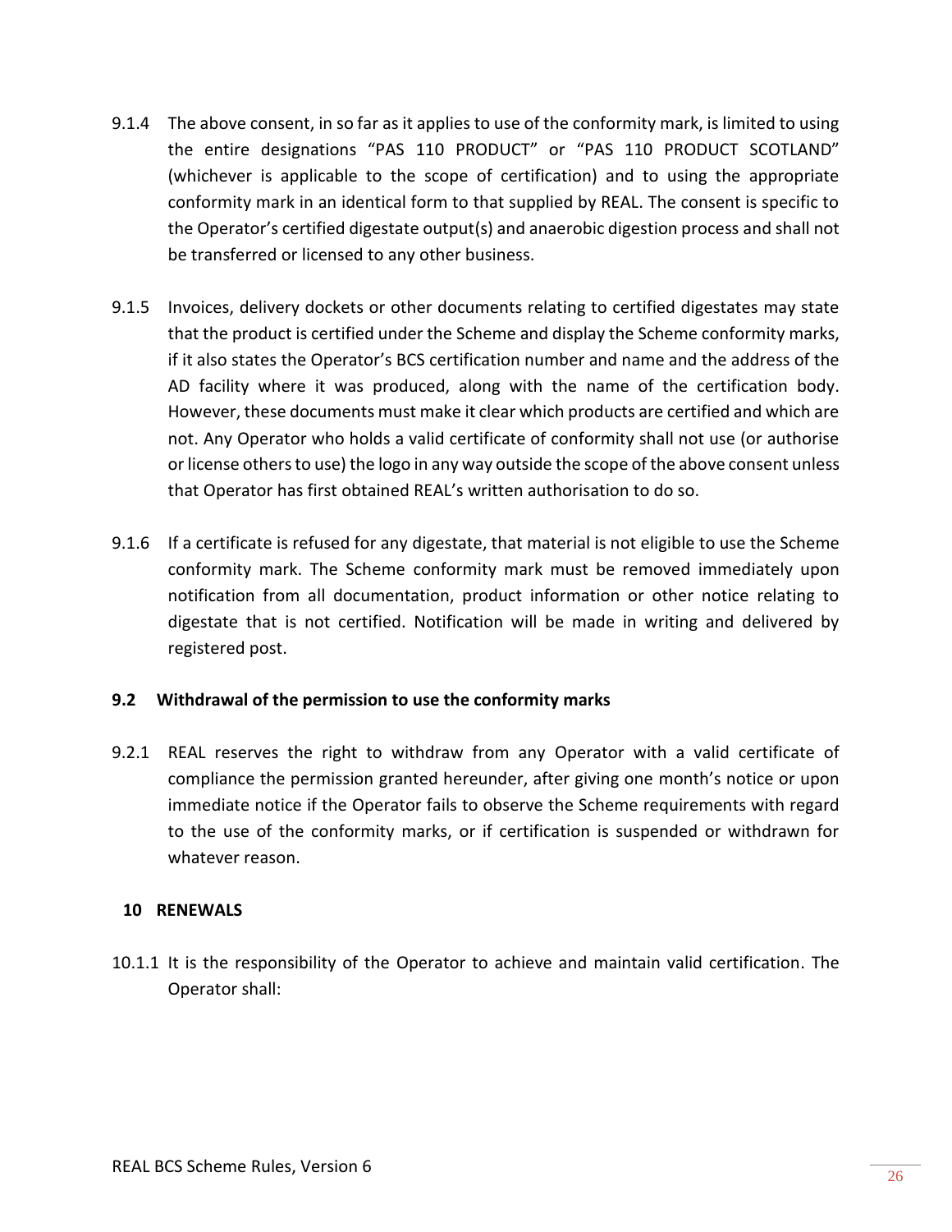9.1.4 The above consent, in so far as it applies to use of the conformity mark, is limited to using the entire designations “PAS 110 PRODUCT” or “PAS 110 PRODUCT SCOTLAND” (whichever is applicable to the scope of certification) and to using the appropriate conformity mark in an identical form to that supplied by REAL. The consent is specific to the Operator’s certified digestate output(s) and anaerobic digestion process and shall not be transferred or licensed to any other business.

9.1.5 Invoices, delivery dockets or other documents relating to certified digestates may state that the product is certified under the Scheme and display the Scheme conformity marks, if it also states the Operator’s BCS certification number and name and the address of the AD facility where it was produced, along with the name of the certification body. However, these documents must make it clear which products are certified and which are not. Any Operator who holds a valid certificate of conformity shall not use (or authorise or license others to use) the logo in any way outside the scope of the above consent unless that Operator has first obtained REAL’s written authorisation to do so.

9.1.6 If a certificate is refused for any digestate, that material is not eligible to use the Scheme conformity mark. The Scheme conformity mark must be removed immediately upon notification from all documentation, product information or other notice relating to digestate that is not certified. Notification will be made in writing and delivered by registered post.

### 9.2 Withdrawal of the permission to use the conformity marks

9.2.1 REAL reserves the right to withdraw from any Operator with a valid certificate of compliance the permission granted hereunder, after giving one month’s notice or upon immediate notice if the Operator fails to observe the Scheme requirements with regard to the use of the conformity marks, or if certification is suspended or withdrawn for whatever reason.

## 10 RENEWALS

10.1.1 It is the responsibility of the Operator to achieve and maintain valid certification. The Operator shall: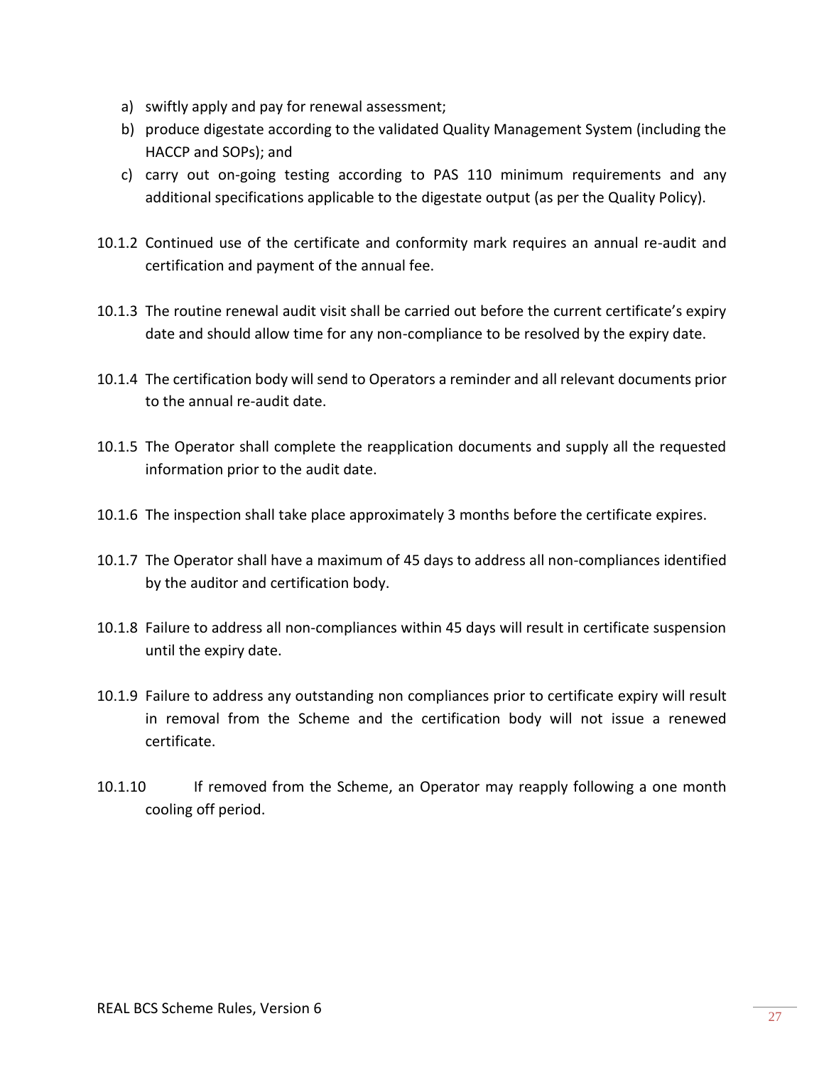a) swiftly apply and pay for renewal assessment;
b) produce digestate according to the validated Quality Management System (including the HACCP and SOPs); and
c) carry out on-going testing according to PAS 110 minimum requirements and any additional specifications applicable to the digestate output (as per the Quality Policy).

10.1.2 Continued use of the certificate and conformity mark requires an annual re-audit and certification and payment of the annual fee.

10.1.3 The routine renewal audit visit shall be carried out before the current certificate's expiry date and should allow time for any non-compliance to be resolved by the expiry date.

10.1.4 The certification body will send to Operators a reminder and all relevant documents prior to the annual re-audit date.

10.1.5 The Operator shall complete the reapplication documents and supply all the requested information prior to the audit date.

10.1.6 The inspection shall take place approximately 3 months before the certificate expires.

10.1.7 The Operator shall have a maximum of 45 days to address all non-compliances identified by the auditor and certification body.

10.1.8 Failure to address all non-compliances within 45 days will result in certificate suspension until the expiry date.

10.1.9 Failure to address any outstanding non compliances prior to certificate expiry will result in removal from the Scheme and the certification body will not issue a renewed certificate.

10.1.10 If removed from the Scheme, an Operator may reapply following a one month cooling off period.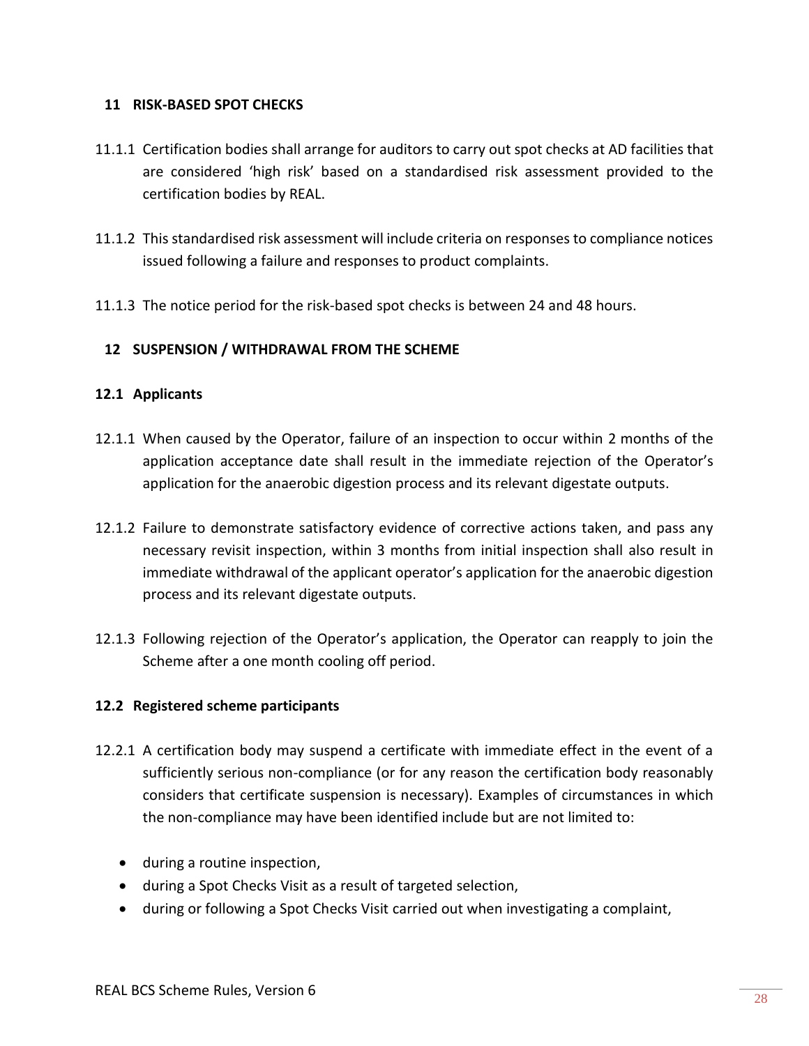## 11 RISK-BASED SPOT CHECKS

11.1.1 Certification bodies shall arrange for auditors to carry out spot checks at AD facilities that are considered 'high risk' based on a standardised risk assessment provided to the certification bodies by REAL.

11.1.2 This standardised risk assessment will include criteria on responses to compliance notices issued following a failure and responses to product complaints.

11.1.3 The notice period for the risk-based spot checks is between 24 and 48 hours.

## 12 SUSPENSION / WITHDRAWAL FROM THE SCHEME

### 12.1 Applicants

12.1.1 When caused by the Operator, failure of an inspection to occur within 2 months of the application acceptance date shall result in the immediate rejection of the Operator's application for the anaerobic digestion process and its relevant digestate outputs.

12.1.2 Failure to demonstrate satisfactory evidence of corrective actions taken, and pass any necessary revisit inspection, within 3 months from initial inspection shall also result in immediate withdrawal of the applicant operator's application for the anaerobic digestion process and its relevant digestate outputs.

12.1.3 Following rejection of the Operator's application, the Operator can reapply to join the Scheme after a one month cooling off period.

### 12.2 Registered scheme participants

12.2.1 A certification body may suspend a certificate with immediate effect in the event of a sufficiently serious non-compliance (or for any reason the certification body reasonably considers that certificate suspension is necessary). Examples of circumstances in which the non-compliance may have been identified include but are not limited to:

- during a routine inspection,
- during a Spot Checks Visit as a result of targeted selection,
- during or following a Spot Checks Visit carried out when investigating a complaint,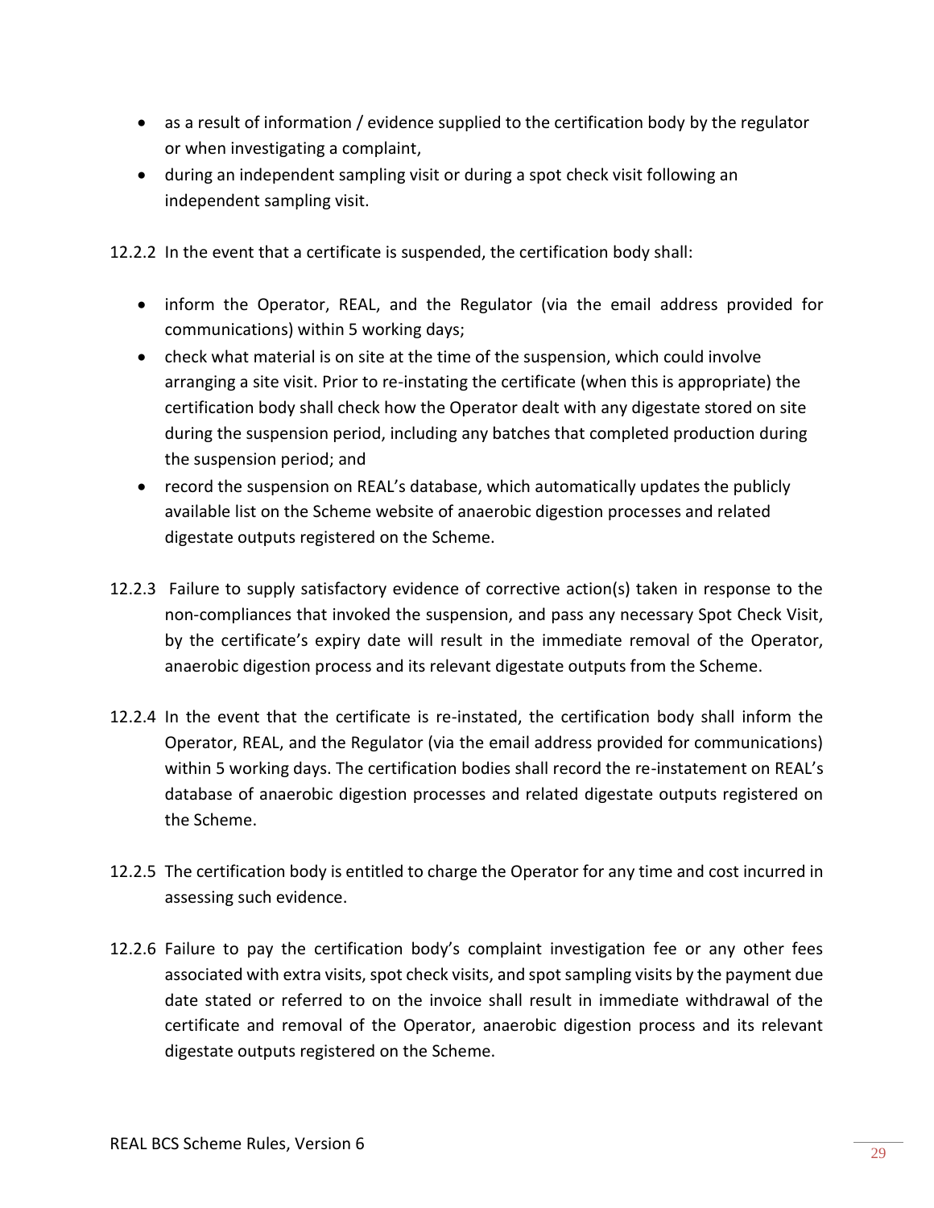- as a result of information / evidence supplied to the certification body by the regulator or when investigating a complaint,
- during an independent sampling visit or during a spot check visit following an independent sampling visit.

12.2.2 In the event that a certificate is suspended, the certification body shall:

- inform the Operator, REAL, and the Regulator (via the email address provided for communications) within 5 working days;
- check what material is on site at the time of the suspension, which could involve arranging a site visit. Prior to re-instating the certificate (when this is appropriate) the certification body shall check how the Operator dealt with any digestate stored on site during the suspension period, including any batches that completed production during the suspension period; and
- record the suspension on REAL's database, which automatically updates the publicly available list on the Scheme website of anaerobic digestion processes and related digestate outputs registered on the Scheme.

12.2.3 Failure to supply satisfactory evidence of corrective action(s) taken in response to the non-compliances that invoked the suspension, and pass any necessary Spot Check Visit, by the certificate's expiry date will result in the immediate removal of the Operator, anaerobic digestion process and its relevant digestate outputs from the Scheme.

12.2.4 In the event that the certificate is re-instated, the certification body shall inform the Operator, REAL, and the Regulator (via the email address provided for communications) within 5 working days. The certification bodies shall record the re-instatement on REAL's database of anaerobic digestion processes and related digestate outputs registered on the Scheme.

12.2.5 The certification body is entitled to charge the Operator for any time and cost incurred in assessing such evidence.

12.2.6 Failure to pay the certification body's complaint investigation fee or any other fees associated with extra visits, spot check visits, and spot sampling visits by the payment due date stated or referred to on the invoice shall result in immediate withdrawal of the certificate and removal of the Operator, anaerobic digestion process and its relevant digestate outputs registered on the Scheme.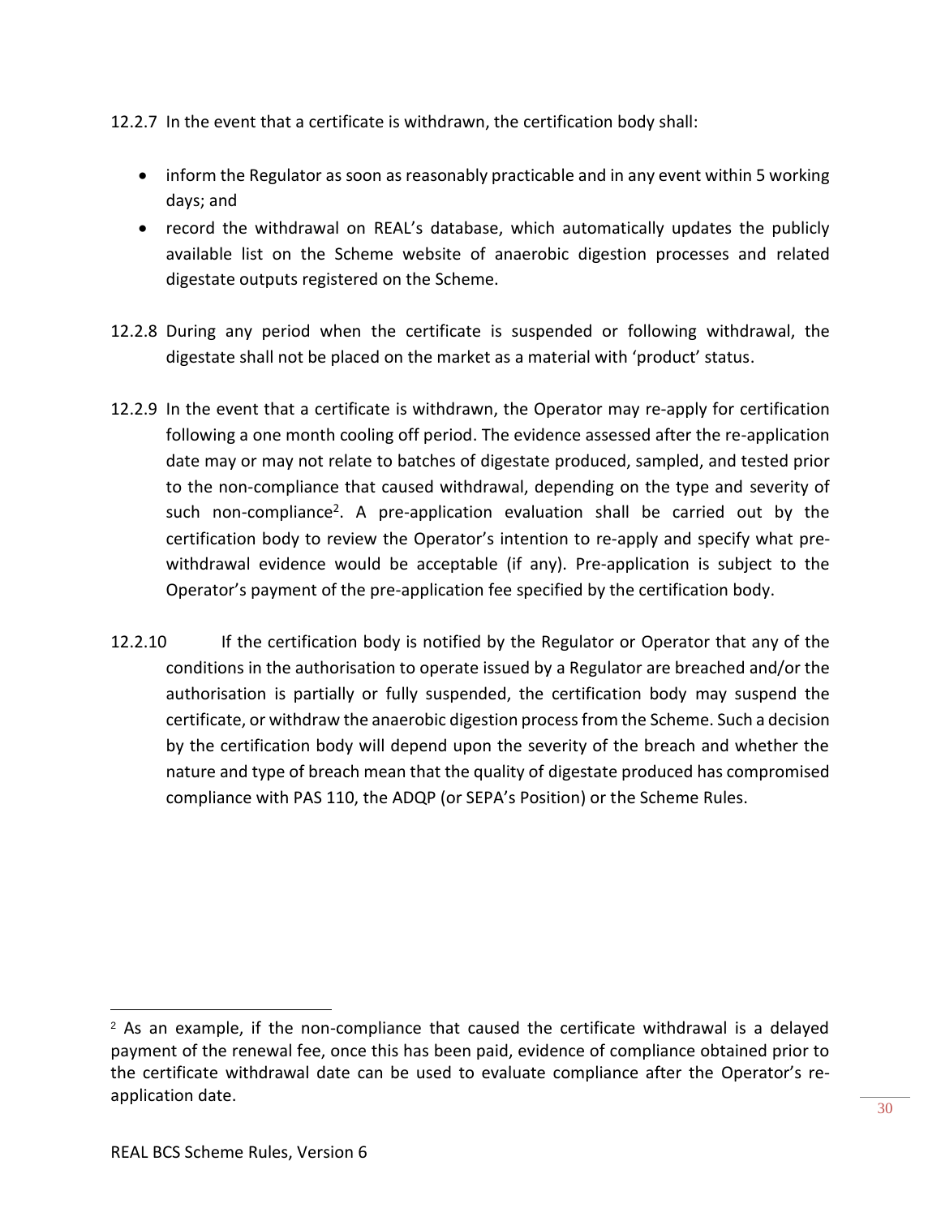12.2.7 In the event that a certificate is withdrawn, the certification body shall:

- inform the Regulator as soon as reasonably practicable and in any event within 5 working days; and
- record the withdrawal on REAL's database, which automatically updates the publicly available list on the Scheme website of anaerobic digestion processes and related digestate outputs registered on the Scheme.

12.2.8 During any period when the certificate is suspended or following withdrawal, the digestate shall not be placed on the market as a material with 'product' status.

12.2.9 In the event that a certificate is withdrawn, the Operator may re-apply for certification following a one month cooling off period. The evidence assessed after the re-application date may or may not relate to batches of digestate produced, sampled, and tested prior to the non-compliance that caused withdrawal, depending on the type and severity of such non-compliance[2]. A pre-application evaluation shall be carried out by the certification body to review the Operator's intention to re-apply and specify what pre-withdrawal evidence would be acceptable (if any). Pre-application is subject to the Operator's payment of the pre-application fee specified by the certification body.

12.2.10 If the certification body is notified by the Regulator or Operator that any of the conditions in the authorisation to operate issued by a Regulator are breached and/or the authorisation is partially or fully suspended, the certification body may suspend the certificate, or withdraw the anaerobic digestion process from the Scheme. Such a decision by the certification body will depend upon the severity of the breach and whether the nature and type of breach mean that the quality of digestate produced has compromised compliance with PAS 110, the ADQP (or SEPA's Position) or the Scheme Rules.

---

[2] As an example, if the non-compliance that caused the certificate withdrawal is a delayed payment of the renewal fee, once this has been paid, evidence of compliance obtained prior to the certificate withdrawal date can be used to evaluate compliance after the Operator's re-application date.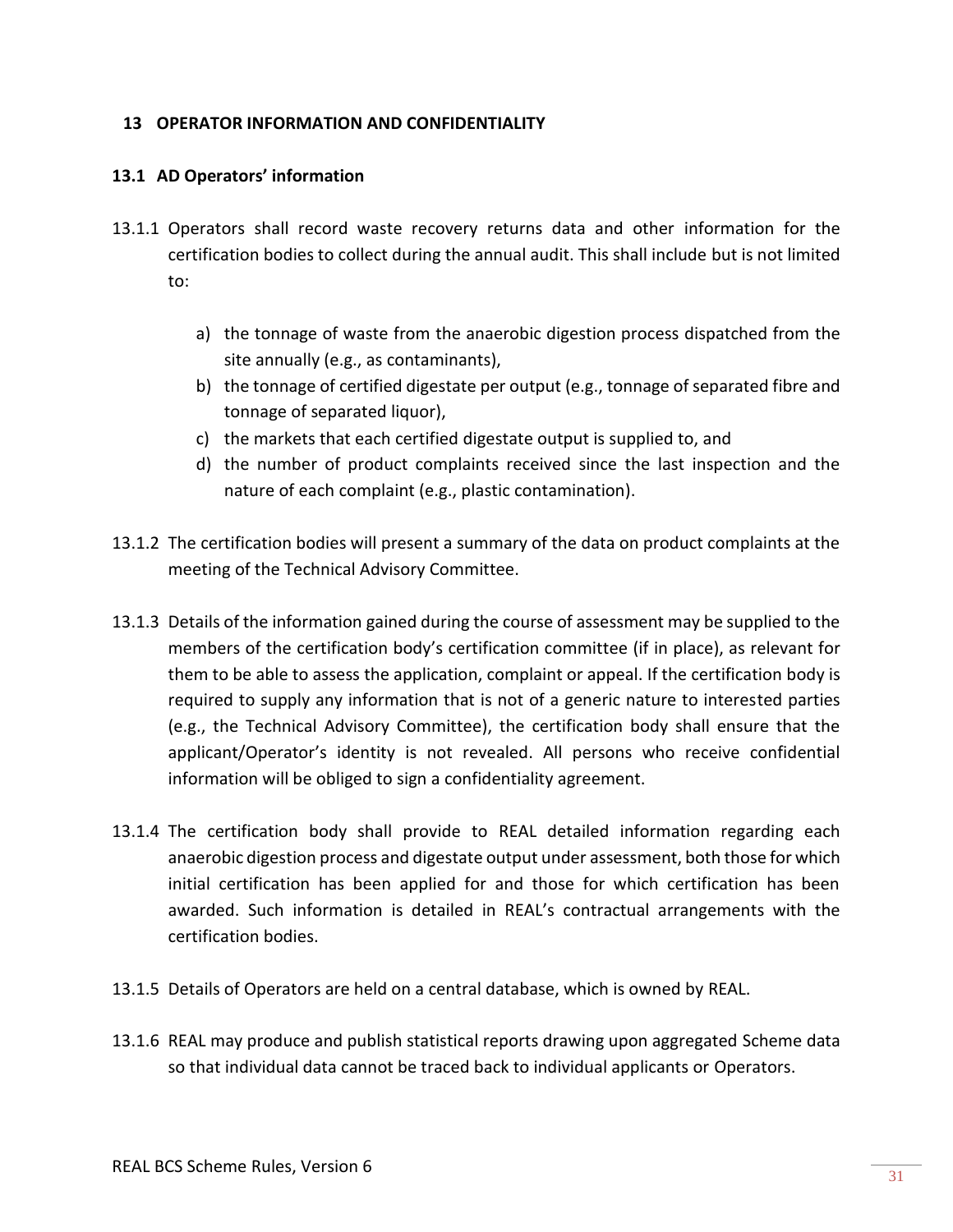## 13 OPERATOR INFORMATION AND CONFIDENTIALITY

### 13.1 AD Operators' information

13.1.1 Operators shall record waste recovery returns data and other information for the certification bodies to collect during the annual audit. This shall include but is not limited to:

a) the tonnage of waste from the anaerobic digestion process dispatched from the site annually (e.g., as contaminants),
b) the tonnage of certified digestate per output (e.g., tonnage of separated fibre and tonnage of separated liquor),
c) the markets that each certified digestate output is supplied to, and
d) the number of product complaints received since the last inspection and the nature of each complaint (e.g., plastic contamination).

13.1.2 The certification bodies will present a summary of the data on product complaints at the meeting of the Technical Advisory Committee.

13.1.3 Details of the information gained during the course of assessment may be supplied to the members of the certification body's certification committee (if in place), as relevant for them to be able to assess the application, complaint or appeal. If the certification body is required to supply any information that is not of a generic nature to interested parties (e.g., the Technical Advisory Committee), the certification body shall ensure that the applicant/Operator's identity is not revealed. All persons who receive confidential information will be obliged to sign a confidentiality agreement.

13.1.4 The certification body shall provide to REAL detailed information regarding each anaerobic digestion process and digestate output under assessment, both those for which initial certification has been applied for and those for which certification has been awarded. Such information is detailed in REAL's contractual arrangements with the certification bodies.

13.1.5 Details of Operators are held on a central database, which is owned by REAL.

13.1.6 REAL may produce and publish statistical reports drawing upon aggregated Scheme data so that individual data cannot be traced back to individual applicants or Operators.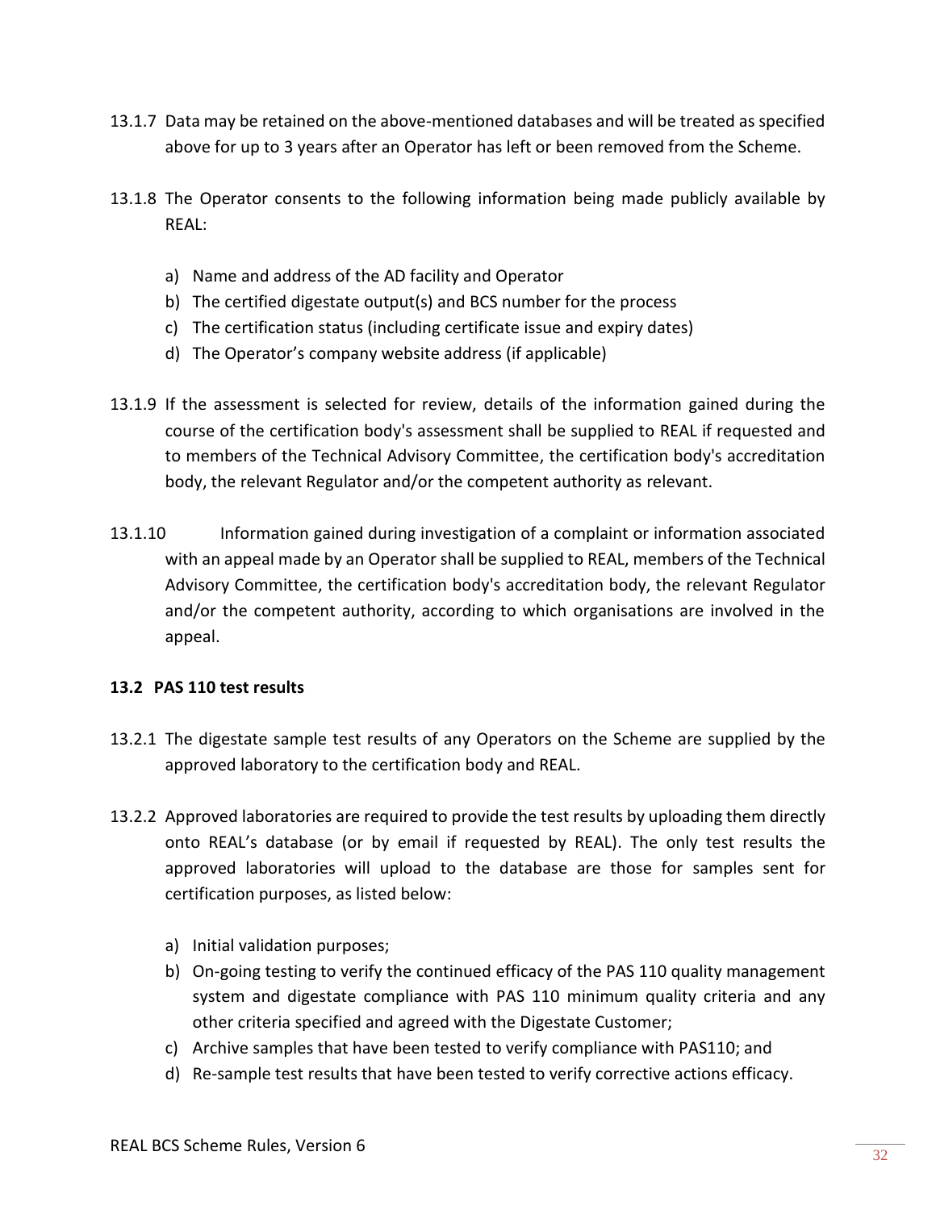13.1.7 Data may be retained on the above-mentioned databases and will be treated as specified above for up to 3 years after an Operator has left or been removed from the Scheme.

13.1.8 The Operator consents to the following information being made publicly available by REAL:

a) Name and address of the AD facility and Operator
b) The certified digestate output(s) and BCS number for the process
c) The certification status (including certificate issue and expiry dates)
d) The Operator's company website address (if applicable)

13.1.9 If the assessment is selected for review, details of the information gained during the course of the certification body's assessment shall be supplied to REAL if requested and to members of the Technical Advisory Committee, the certification body's accreditation body, the relevant Regulator and/or the competent authority as relevant.

13.1.10 Information gained during investigation of a complaint or information associated with an appeal made by an Operator shall be supplied to REAL, members of the Technical Advisory Committee, the certification body's accreditation body, the relevant Regulator and/or the competent authority, according to which organisations are involved in the appeal.

### 13.2 PAS 110 test results

13.2.1 The digestate sample test results of any Operators on the Scheme are supplied by the approved laboratory to the certification body and REAL.

13.2.2 Approved laboratories are required to provide the test results by uploading them directly onto REAL's database (or by email if requested by REAL). The only test results the approved laboratories will upload to the database are those for samples sent for certification purposes, as listed below:

a) Initial validation purposes;
b) On-going testing to verify the continued efficacy of the PAS 110 quality management system and digestate compliance with PAS 110 minimum quality criteria and any other criteria specified and agreed with the Digestate Customer;
c) Archive samples that have been tested to verify compliance with PAS110; and
d) Re-sample test results that have been tested to verify corrective actions efficacy.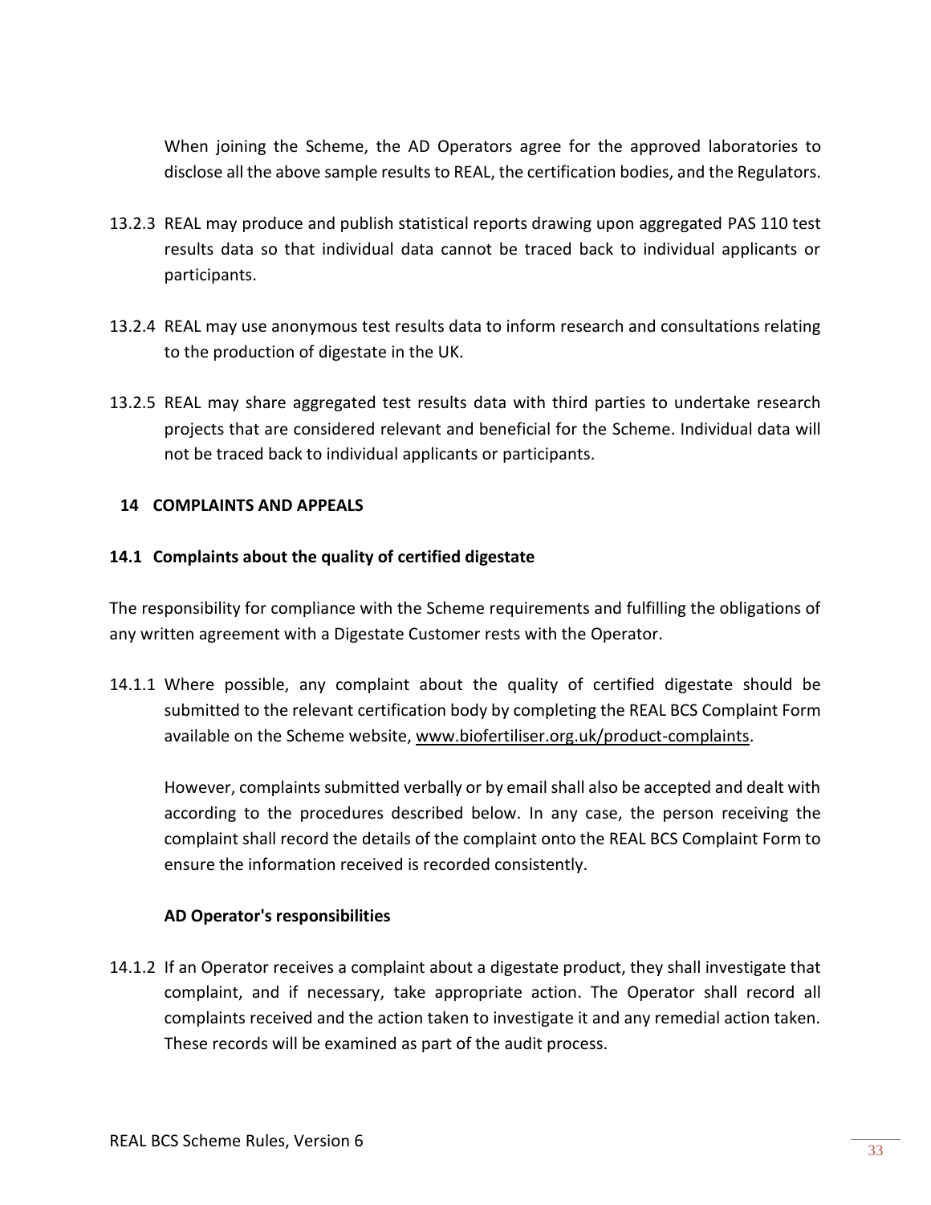When joining the Scheme, the AD Operators agree for the approved laboratories to disclose all the above sample results to REAL, the certification bodies, and the Regulators.

13.2.3 REAL may produce and publish statistical reports drawing upon aggregated PAS 110 test results data so that individual data cannot be traced back to individual applicants or participants.

13.2.4 REAL may use anonymous test results data to inform research and consultations relating to the production of digestate in the UK.

13.2.5 REAL may share aggregated test results data with third parties to undertake research projects that are considered relevant and beneficial for the Scheme. Individual data will not be traced back to individual applicants or participants.

## 14 COMPLAINTS AND APPEALS

### 14.1 Complaints about the quality of certified digestate

The responsibility for compliance with the Scheme requirements and fulfilling the obligations of any written agreement with a Digestate Customer rests with the Operator.

14.1.1 Where possible, any complaint about the quality of certified digestate should be submitted to the relevant certification body by completing the REAL BCS Complaint Form available on the Scheme website, www.biofertiliser.org.uk/product-complaints.

However, complaints submitted verbally or by email shall also be accepted and dealt with according to the procedures described below. In any case, the person receiving the complaint shall record the details of the complaint onto the REAL BCS Complaint Form to ensure the information received is recorded consistently.

**AD Operator's responsibilities**

14.1.2 If an Operator receives a complaint about a digestate product, they shall investigate that complaint, and if necessary, take appropriate action. The Operator shall record all complaints received and the action taken to investigate it and any remedial action taken. These records will be examined as part of the audit process.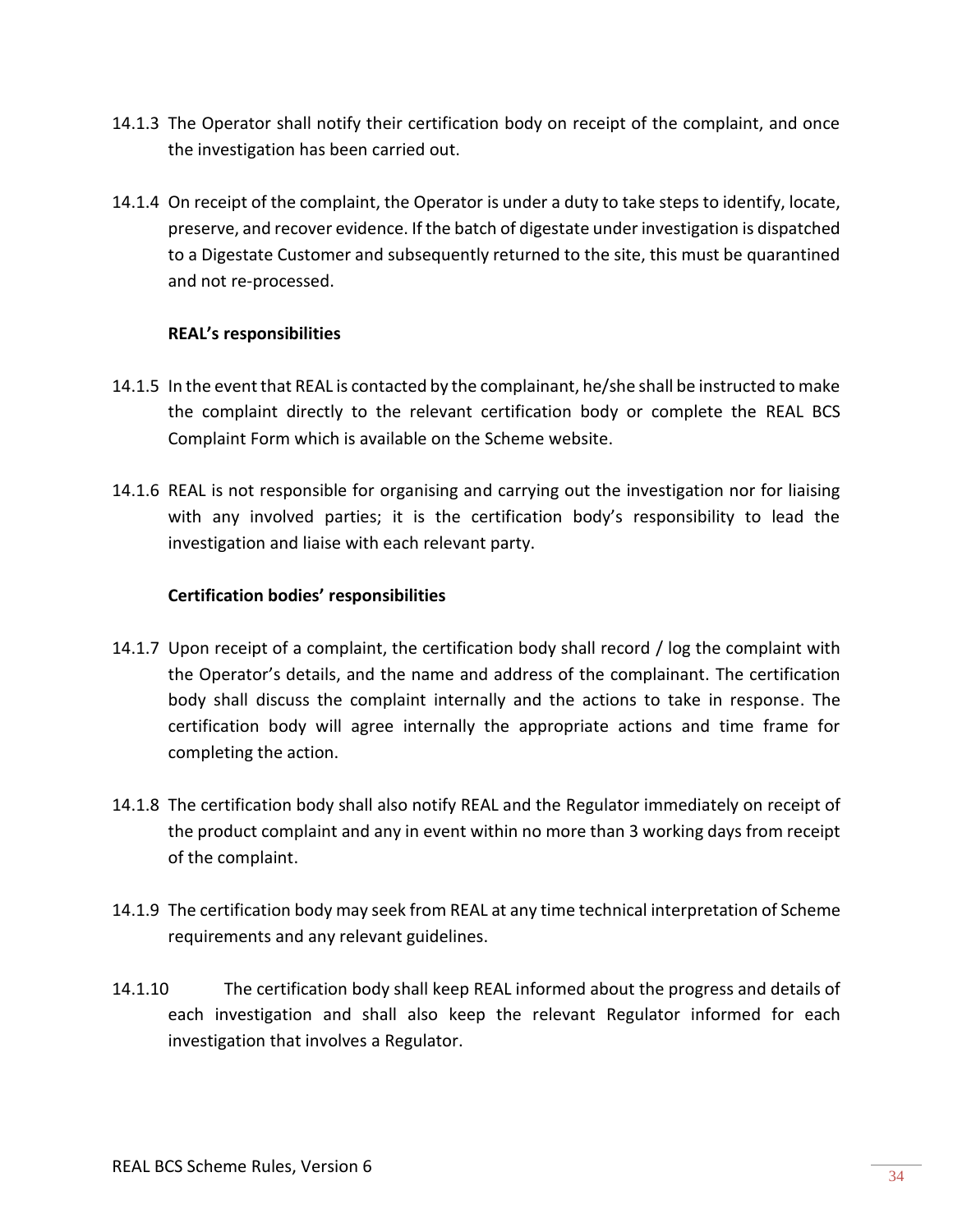14.1.3 The Operator shall notify their certification body on receipt of the complaint, and once the investigation has been carried out.

14.1.4 On receipt of the complaint, the Operator is under a duty to take steps to identify, locate, preserve, and recover evidence. If the batch of digestate under investigation is dispatched to a Digestate Customer and subsequently returned to the site, this must be quarantined and not re-processed.

**REAL's responsibilities**

14.1.5 In the event that REAL is contacted by the complainant, he/she shall be instructed to make the complaint directly to the relevant certification body or complete the REAL BCS Complaint Form which is available on the Scheme website.

14.1.6 REAL is not responsible for organising and carrying out the investigation nor for liaising with any involved parties; it is the certification body's responsibility to lead the investigation and liaise with each relevant party.

**Certification bodies' responsibilities**

14.1.7 Upon receipt of a complaint, the certification body shall record / log the complaint with the Operator's details, and the name and address of the complainant. The certification body shall discuss the complaint internally and the actions to take in response. The certification body will agree internally the appropriate actions and time frame for completing the action.

14.1.8 The certification body shall also notify REAL and the Regulator immediately on receipt of the product complaint and any in event within no more than 3 working days from receipt of the complaint.

14.1.9 The certification body may seek from REAL at any time technical interpretation of Scheme requirements and any relevant guidelines.

14.1.10 The certification body shall keep REAL informed about the progress and details of each investigation and shall also keep the relevant Regulator informed for each investigation that involves a Regulator.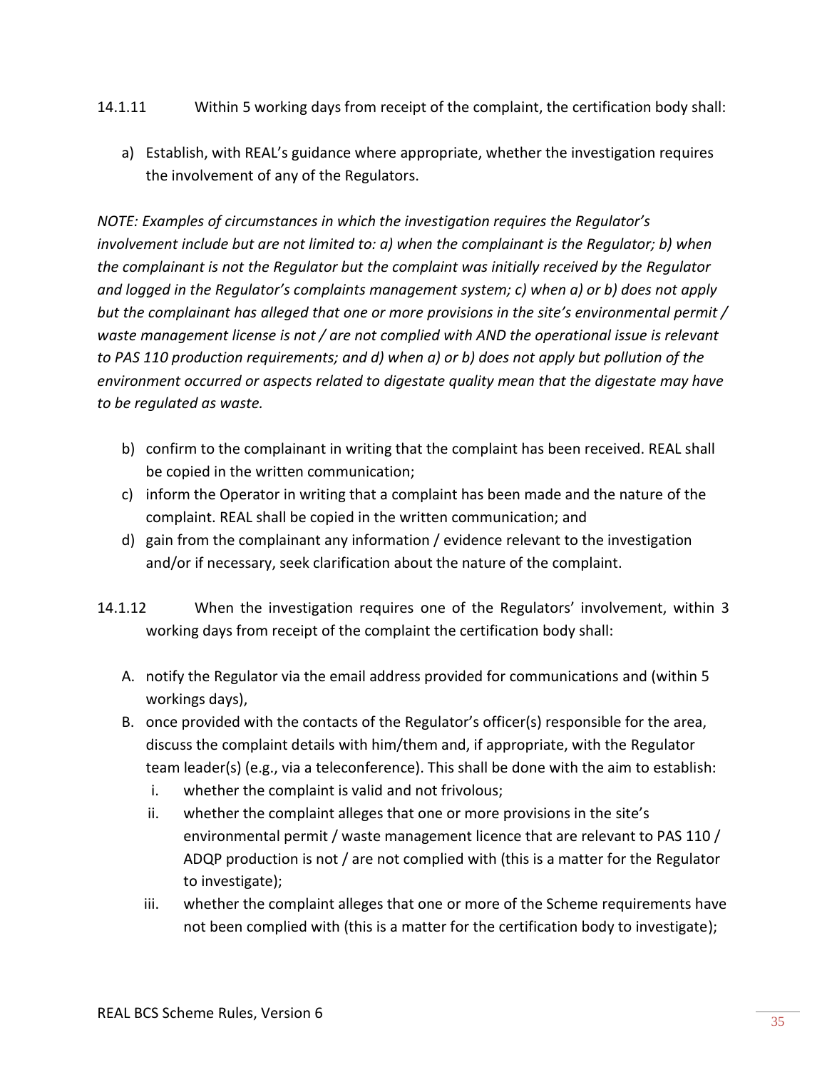14.1.11 Within 5 working days from receipt of the complaint, the certification body shall:

a) Establish, with REAL's guidance where appropriate, whether the investigation requires the involvement of any of the Regulators.

*NOTE: Examples of circumstances in which the investigation requires the Regulator's involvement include but are not limited to: a) when the complainant is the Regulator; b) when the complainant is not the Regulator but the complaint was initially received by the Regulator and logged in the Regulator's complaints management system; c) when a) or b) does not apply but the complainant has alleged that one or more provisions in the site's environmental permit / waste management license is not / are not complied with AND the operational issue is relevant to PAS 110 production requirements; and d) when a) or b) does not apply but pollution of the environment occurred or aspects related to digestate quality mean that the digestate may have to be regulated as waste.*

b) confirm to the complainant in writing that the complaint has been received. REAL shall be copied in the written communication;
c) inform the Operator in writing that a complaint has been made and the nature of the complaint. REAL shall be copied in the written communication; and
d) gain from the complainant any information / evidence relevant to the investigation and/or if necessary, seek clarification about the nature of the complaint.

14.1.12 When the investigation requires one of the Regulators' involvement, within 3 working days from receipt of the complaint the certification body shall:

A. notify the Regulator via the email address provided for communications and (within 5 workings days),
B. once provided with the contacts of the Regulator's officer(s) responsible for the area, discuss the complaint details with him/them and, if appropriate, with the Regulator team leader(s) (e.g., via a teleconference). This shall be done with the aim to establish:
   i. whether the complaint is valid and not frivolous;
   ii. whether the complaint alleges that one or more provisions in the site's environmental permit / waste management licence that are relevant to PAS 110 / ADQP production is not / are not complied with (this is a matter for the Regulator to investigate);
   iii. whether the complaint alleges that one or more of the Scheme requirements have not been complied with (this is a matter for the certification body to investigate);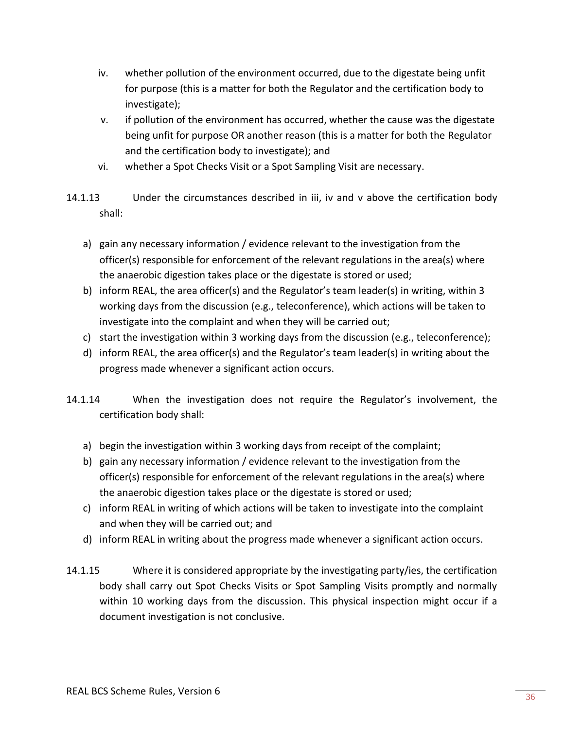iv. whether pollution of the environment occurred, due to the digestate being unfit for purpose (this is a matter for both the Regulator and the certification body to investigate);

v. if pollution of the environment has occurred, whether the cause was the digestate being unfit for purpose OR another reason (this is a matter for both the Regulator and the certification body to investigate); and

vi. whether a Spot Checks Visit or a Spot Sampling Visit are necessary.

14.1.13 Under the circumstances described in iii, iv and v above the certification body shall:

a) gain any necessary information / evidence relevant to the investigation from the officer(s) responsible for enforcement of the relevant regulations in the area(s) where the anaerobic digestion takes place or the digestate is stored or used;
b) inform REAL, the area officer(s) and the Regulator's team leader(s) in writing, within 3 working days from the discussion (e.g., teleconference), which actions will be taken to investigate into the complaint and when they will be carried out;
c) start the investigation within 3 working days from the discussion (e.g., teleconference);
d) inform REAL, the area officer(s) and the Regulator's team leader(s) in writing about the progress made whenever a significant action occurs.

14.1.14 When the investigation does not require the Regulator's involvement, the certification body shall:

a) begin the investigation within 3 working days from receipt of the complaint;
b) gain any necessary information / evidence relevant to the investigation from the officer(s) responsible for enforcement of the relevant regulations in the area(s) where the anaerobic digestion takes place or the digestate is stored or used;
c) inform REAL in writing of which actions will be taken to investigate into the complaint and when they will be carried out; and
d) inform REAL in writing about the progress made whenever a significant action occurs.

14.1.15 Where it is considered appropriate by the investigating party/ies, the certification body shall carry out Spot Checks Visits or Spot Sampling Visits promptly and normally within 10 working days from the discussion. This physical inspection might occur if a document investigation is not conclusive.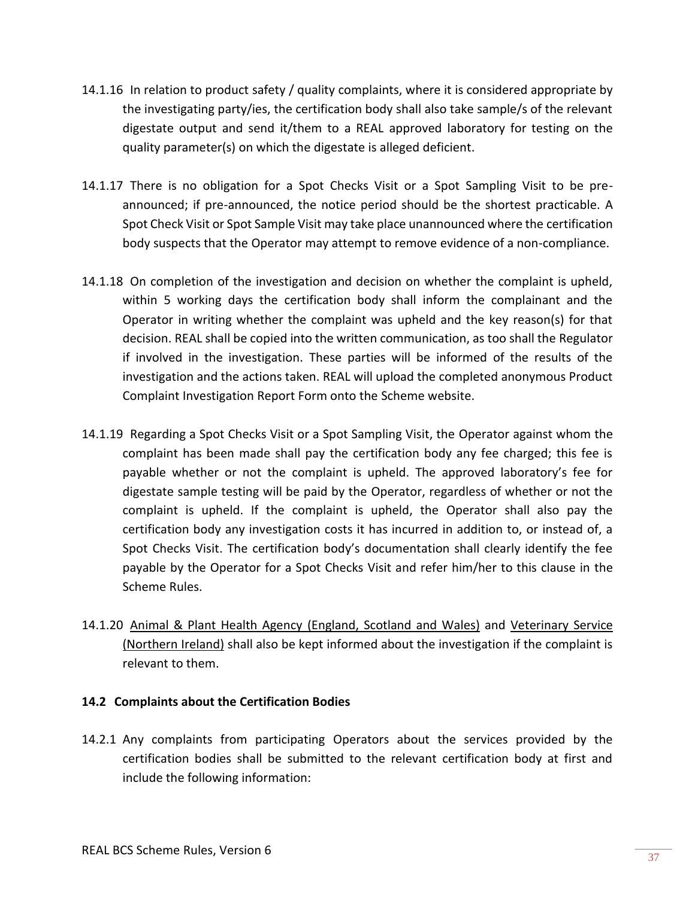14.1.16 In relation to product safety / quality complaints, where it is considered appropriate by the investigating party/ies, the certification body shall also take sample/s of the relevant digestate output and send it/them to a REAL approved laboratory for testing on the quality parameter(s) on which the digestate is alleged deficient.

14.1.17 There is no obligation for a Spot Checks Visit or a Spot Sampling Visit to be pre-announced; if pre-announced, the notice period should be the shortest practicable. A Spot Check Visit or Spot Sample Visit may take place unannounced where the certification body suspects that the Operator may attempt to remove evidence of a non-compliance.

14.1.18 On completion of the investigation and decision on whether the complaint is upheld, within 5 working days the certification body shall inform the complainant and the Operator in writing whether the complaint was upheld and the key reason(s) for that decision. REAL shall be copied into the written communication, as too shall the Regulator if involved in the investigation. These parties will be informed of the results of the investigation and the actions taken. REAL will upload the completed anonymous Product Complaint Investigation Report Form onto the Scheme website.

14.1.19 Regarding a Spot Checks Visit or a Spot Sampling Visit, the Operator against whom the complaint has been made shall pay the certification body any fee charged; this fee is payable whether or not the complaint is upheld. The approved laboratory's fee for digestate sample testing will be paid by the Operator, regardless of whether or not the complaint is upheld. If the complaint is upheld, the Operator shall also pay the certification body any investigation costs it has incurred in addition to, or instead of, a Spot Checks Visit. The certification body's documentation shall clearly identify the fee payable by the Operator for a Spot Checks Visit and refer him/her to this clause in the Scheme Rules.

14.1.20 Animal & Plant Health Agency (England, Scotland and Wales) and Veterinary Service (Northern Ireland) shall also be kept informed about the investigation if the complaint is relevant to them.

### 14.2 Complaints about the Certification Bodies

14.2.1 Any complaints from participating Operators about the services provided by the certification bodies shall be submitted to the relevant certification body at first and include the following information: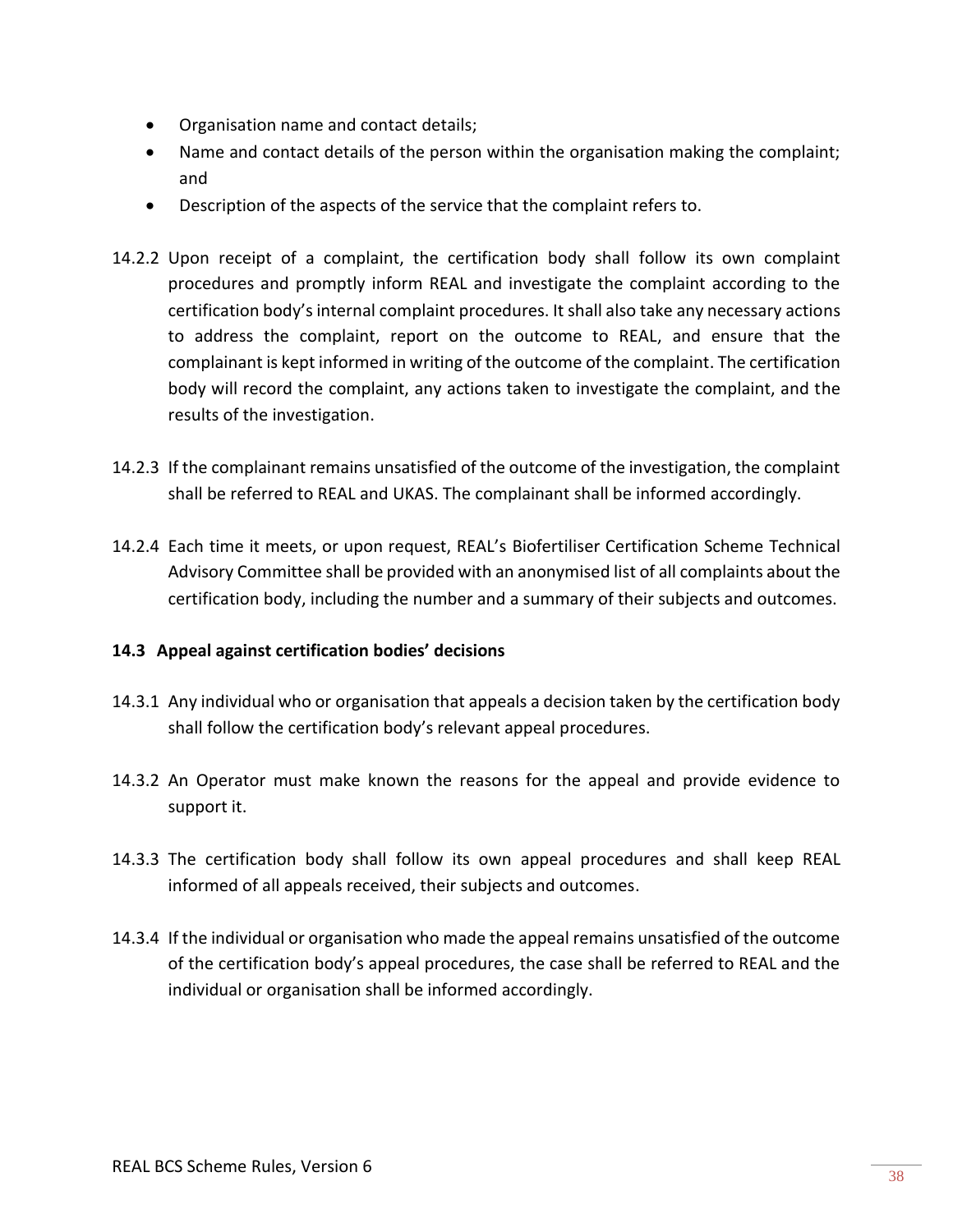- Organisation name and contact details;
- Name and contact details of the person within the organisation making the complaint; and
- Description of the aspects of the service that the complaint refers to.

14.2.2 Upon receipt of a complaint, the certification body shall follow its own complaint procedures and promptly inform REAL and investigate the complaint according to the certification body's internal complaint procedures. It shall also take any necessary actions to address the complaint, report on the outcome to REAL, and ensure that the complainant is kept informed in writing of the outcome of the complaint. The certification body will record the complaint, any actions taken to investigate the complaint, and the results of the investigation.

14.2.3 If the complainant remains unsatisfied of the outcome of the investigation, the complaint shall be referred to REAL and UKAS. The complainant shall be informed accordingly.

14.2.4 Each time it meets, or upon request, REAL's Biofertiliser Certification Scheme Technical Advisory Committee shall be provided with an anonymised list of all complaints about the certification body, including the number and a summary of their subjects and outcomes.

### 14.3 Appeal against certification bodies' decisions

14.3.1 Any individual who or organisation that appeals a decision taken by the certification body shall follow the certification body's relevant appeal procedures.

14.3.2 An Operator must make known the reasons for the appeal and provide evidence to support it.

14.3.3 The certification body shall follow its own appeal procedures and shall keep REAL informed of all appeals received, their subjects and outcomes.

14.3.4 If the individual or organisation who made the appeal remains unsatisfied of the outcome of the certification body's appeal procedures, the case shall be referred to REAL and the individual or organisation shall be informed accordingly.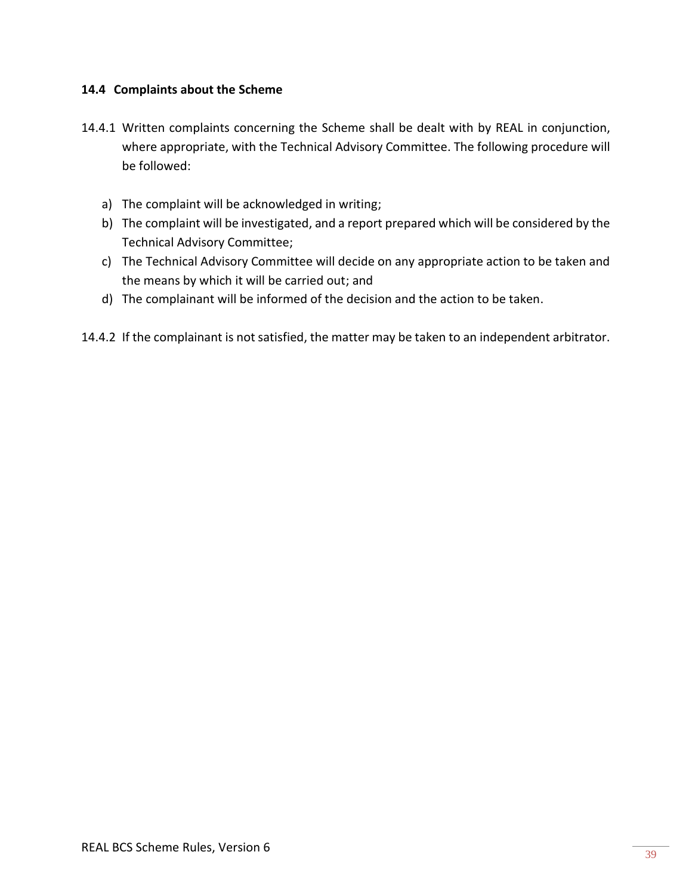### 14.4 Complaints about the Scheme

14.4.1 Written complaints concerning the Scheme shall be dealt with by REAL in conjunction, where appropriate, with the Technical Advisory Committee. The following procedure will be followed:

a) The complaint will be acknowledged in writing;
b) The complaint will be investigated, and a report prepared which will be considered by the Technical Advisory Committee;
c) The Technical Advisory Committee will decide on any appropriate action to be taken and the means by which it will be carried out; and
d) The complainant will be informed of the decision and the action to be taken.

14.4.2 If the complainant is not satisfied, the matter may be taken to an independent arbitrator.